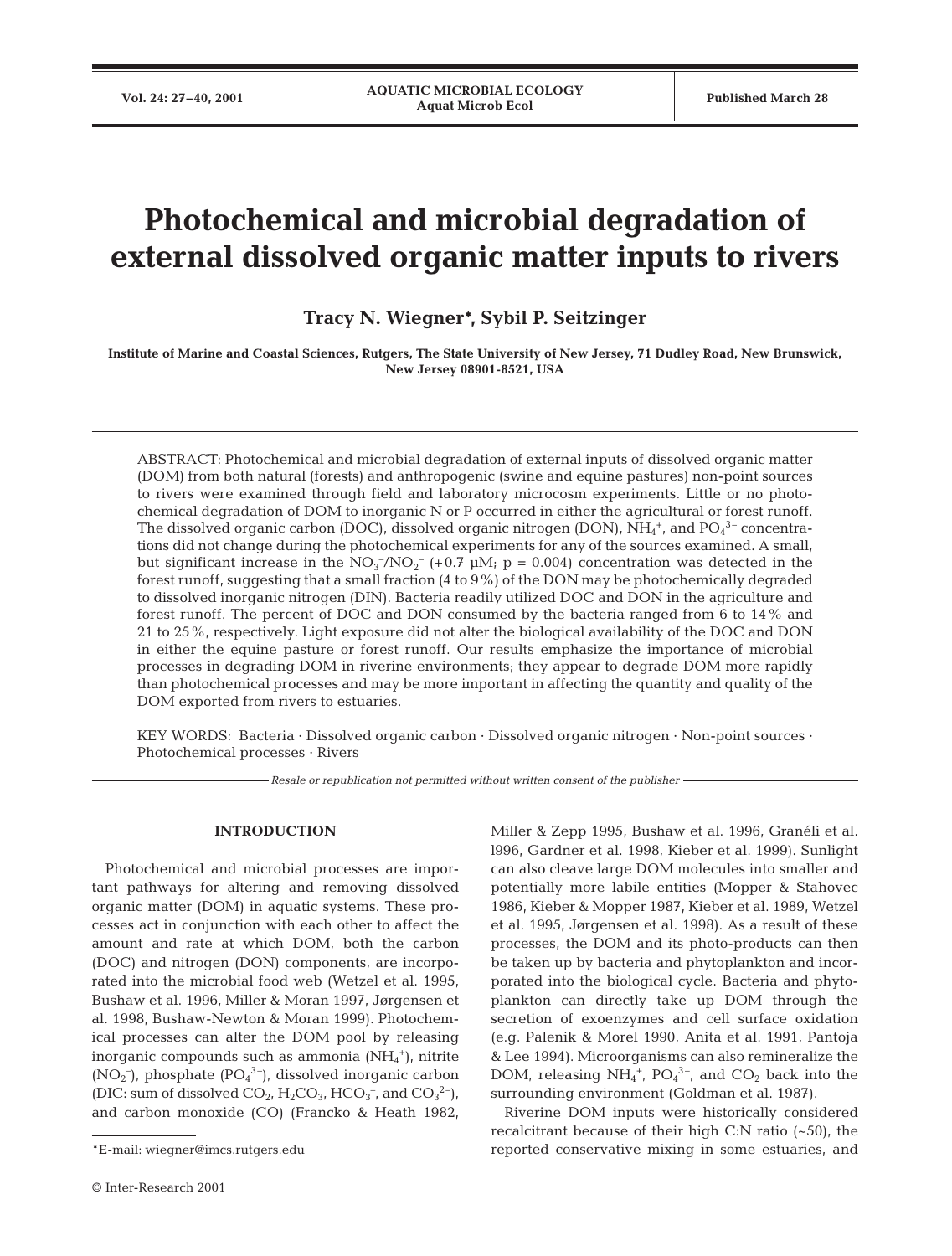# Photochemical and microbial degradation of external dissolved organic matter inputs to rivers

**Tracy N. Wiegner\*, Sybil P. Seitzinger**

**Institute of Marine and Coastal Sciences, Rutgers, The State University of New Jersey, 71 Dudley Road, New Brunswick, New Jersey 08901-8521, USA**

ABSTRACT: Photochemical and microbial degradation of external inputs of dissolved organic matter (DOM) from both natural (forests) and anthropogenic (swine and equine pastures) non-point sources to rivers were examined through field and laboratory microcosm experiments. Little or no photochemical degradation of DOM to inorganic N or P occurred in either the agricultural or forest runoff. The dissolved organic carbon (DOC), dissolved organic nitrogen (DON), $NH_4^+$, and $PO_4^{3-}$ concentrations did not change during the photochemical experiments for any of the sources examined. A small, but significant increase in the $NO_3^-/NO_2^-$ (+0.7 µM; $p = 0.004$) concentration was detected in the forest runoff, suggesting that a small fraction (4 to 9%) of the DON may be photochemically degraded to dissolved inorganic nitrogen (DIN). Bacteria readily utilized DOC and DON in the agriculture and forest runoff. The percent of DOC and DON consumed by the bacteria ranged from 6 to 14% and 21 to 25%, respectively. Light exposure did not alter the biological availability of the DOC and DON in either the equine pasture or forest runoff. Our results emphasize the importance of microbial processes in degrading DOM in riverine environments; they appear to degrade DOM more rapidly than photochemical processes and may be more important in affecting the quantity and quality of the DOM exported from rivers to estuaries.

KEY WORDS: Bacteria · Dissolved organic carbon · Dissolved organic nitrogen · Non-point sources · Photochemical processes · Rivers

*Resale or republication not permitted without written consent of the publisher*

## INTRODUCTION

Photochemical and microbial processes are important pathways for altering and removing dissolved organic matter (DOM) in aquatic systems. These processes act in conjunction with each other to affect the amount and rate at which DOM, both the carbon (DOC) and nitrogen (DON) components, are incorporated into the microbial food web (Wetzel et al. 1995, Bushaw et al. 1996, Miller & Moran 1997, Jørgensen et al. 1998, Bushaw-Newton & Moran 1999). Photochemical processes can alter the DOM pool by releasing inorganic compounds such as ammonia ($NH_4^+$), nitrite ($NO_2^-$), phosphate ($PO_4^{3-}$), dissolved inorganic carbon (DIC: sum of dissolved $CO_2$, $H_2CO_3$, $HCO_3^-$, and $CO_3^{2-}$), and carbon monoxide (CO) (Francko & Heath 1982, Miller & Zepp 1995, Bushaw et al. 1996, Granéli et al. l996, Gardner et al. 1998, Kieber et al. 1999). Sunlight can also cleave large DOM molecules into smaller and potentially more labile entities (Mopper & Stahovec 1986, Kieber & Mopper 1987, Kieber et al. 1989, Wetzel et al. 1995, Jørgensen et al. 1998). As a result of these processes, the DOM and its photo-products can then be taken up by bacteria and phytoplankton and incorporated into the biological cycle. Bacteria and phytoplankton can directly take up DOM through the secretion of exoenzymes and cell surface oxidation (e.g. Palenik & Morel 1990, Anita et al. 1991, Pantoja & Lee 1994). Microorganisms can also remineralize the DOM, releasing $NH_4^+$, $PO_4^{3-}$, and $CO_2$ back into the surrounding environment (Goldman et al. 1987).

Riverine DOM inputs were historically considered recalcitrant because of their high C:N ratio (~50), the reported conservative mixing in some estuaries, and

\*E-mail: wiegner@imcs.rutgers.edu

© Inter-Research 2001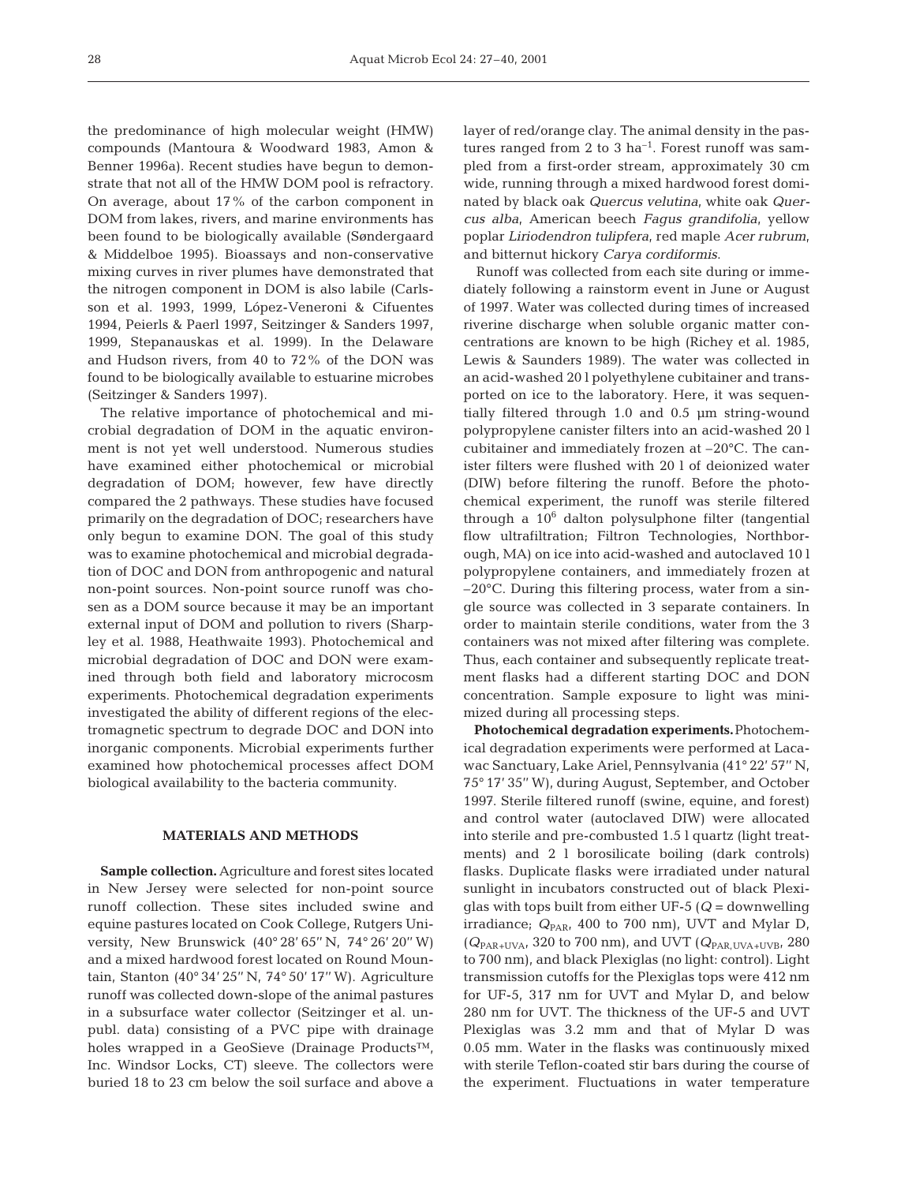the predominance of high molecular weight (HMW) compounds (Mantoura & Woodward 1983, Amon & Benner 1996a). Recent studies have begun to demonstrate that not all of the HMW DOM pool is refractory. On average, about 17% of the carbon component in DOM from lakes, rivers, and marine environments has been found to be biologically available (Søndergaard & Middelboe 1995). Bioassays and non-conservative mixing curves in river plumes have demonstrated that the nitrogen component in DOM is also labile (Carlsson et al. 1993, 1999, López-Veneroni & Cifuentes 1994, Peierls & Paerl 1997, Seitzinger & Sanders 1997, 1999, Stepanauskas et al. 1999). In the Delaware and Hudson rivers, from 40 to 72% of the DON was found to be biologically available to estuarine microbes (Seitzinger & Sanders 1997).

The relative importance of photochemical and microbial degradation of DOM in the aquatic environment is not yet well understood. Numerous studies have examined either photochemical or microbial degradation of DOM; however, few have directly compared the 2 pathways. These studies have focused primarily on the degradation of DOC; researchers have only begun to examine DON. The goal of this study was to examine photochemical and microbial degradation of DOC and DON from anthropogenic and natural non-point sources. Non-point source runoff was chosen as a DOM source because it may be an important external input of DOM and pollution to rivers (Sharpley et al. 1988, Heathwaite 1993). Photochemical and microbial degradation of DOC and DON were examined through both field and laboratory microcosm experiments. Photochemical degradation experiments investigated the ability of different regions of the electromagnetic spectrum to degrade DOC and DON into inorganic components. Microbial experiments further examined how photochemical processes affect DOM biological availability to the bacteria community.

## MATERIALS AND METHODS

**Sample collection.** Agriculture and forest sites located in New Jersey were selected for non-point source runoff collection. These sites included swine and equine pastures located on Cook College, Rutgers University, New Brunswick (40° 28′ 65″ N, 74° 26′ 20″ W) and a mixed hardwood forest located on Round Mountain, Stanton (40° 34′ 25″ N, 74° 50′ 17″ W). Agriculture runoff was collected down-slope of the animal pastures in a subsurface water collector (Seitzinger et al. unpubl. data) consisting of a PVC pipe with drainage holes wrapped in a GeoSieve (Drainage Products™, Inc. Windsor Locks, CT) sleeve. The collectors were buried 18 to 23 cm below the soil surface and above a layer of red/orange clay. The animal density in the pastures ranged from 2 to 3 $ha^{-1}$. Forest runoff was sampled from a first-order stream, approximately 30 cm wide, running through a mixed hardwood forest dominated by black oak *Quercus velutina*, white oak *Quercus alba*, American beech *Fagus grandifolia*, yellow poplar *Liriodendron tulipfera*, red maple *Acer rubrum*, and bitternut hickory *Carya cordiformis*.

Runoff was collected from each site during or immediately following a rainstorm event in June or August of 1997. Water was collected during times of increased riverine discharge when soluble organic matter concentrations are known to be high (Richey et al. 1985, Lewis & Saunders 1989). The water was collected in an acid-washed 20 l polyethylene cubitainer and transported on ice to the laboratory. Here, it was sequentially filtered through 1.0 and 0.5 µm string-wound polypropylene canister filters into an acid-washed 20 l cubitainer and immediately frozen at –20°C. The canister filters were flushed with 20 l of deionized water (DIW) before filtering the runoff. Before the photochemical experiment, the runoff was sterile filtered through a $10^6$ dalton polysulphone filter (tangential flow ultrafiltration; Filtron Technologies, Northborough, MA) on ice into acid-washed and autoclaved 10 l polypropylene containers, and immediately frozen at –20°C. During this filtering process, water from a single source was collected in 3 separate containers. In order to maintain sterile conditions, water from the 3 containers was not mixed after filtering was complete. Thus, each container and subsequently replicate treatment flasks had a different starting DOC and DON concentration. Sample exposure to light was minimized during all processing steps.

**Photochemical degradation experiments.** Photochemical degradation experiments were performed at Lacawac Sanctuary, Lake Ariel, Pennsylvania (41° 22′ 57″ N, 75° 17′ 35″ W), during August, September, and October 1997. Sterile filtered runoff (swine, equine, and forest) and control water (autoclaved DIW) were allocated into sterile and pre-combusted 1.5 l quartz (light treatments) and 2 l borosilicate boiling (dark controls) flasks. Duplicate flasks were irradiated under natural sunlight in incubators constructed out of black Plexiglas with tops built from either UF-5 ($Q$ = downwelling irradiance; $Q_{PAR}$, 400 to 700 nm), UVT and Mylar D, ($Q_{PAR+UVA}$, 320 to 700 nm), and UVT ($Q_{PAR,UVA+UVB}$, 280 to 700 nm), and black Plexiglas (no light: control). Light transmission cutoffs for the Plexiglas tops were 412 nm for UF-5, 317 nm for UVT and Mylar D, and below 280 nm for UVT. The thickness of the UF-5 and UVT Plexiglas was 3.2 mm and that of Mylar D was 0.05 mm. Water in the flasks was continuously mixed with sterile Teflon-coated stir bars during the course of the experiment. Fluctuations in water temperature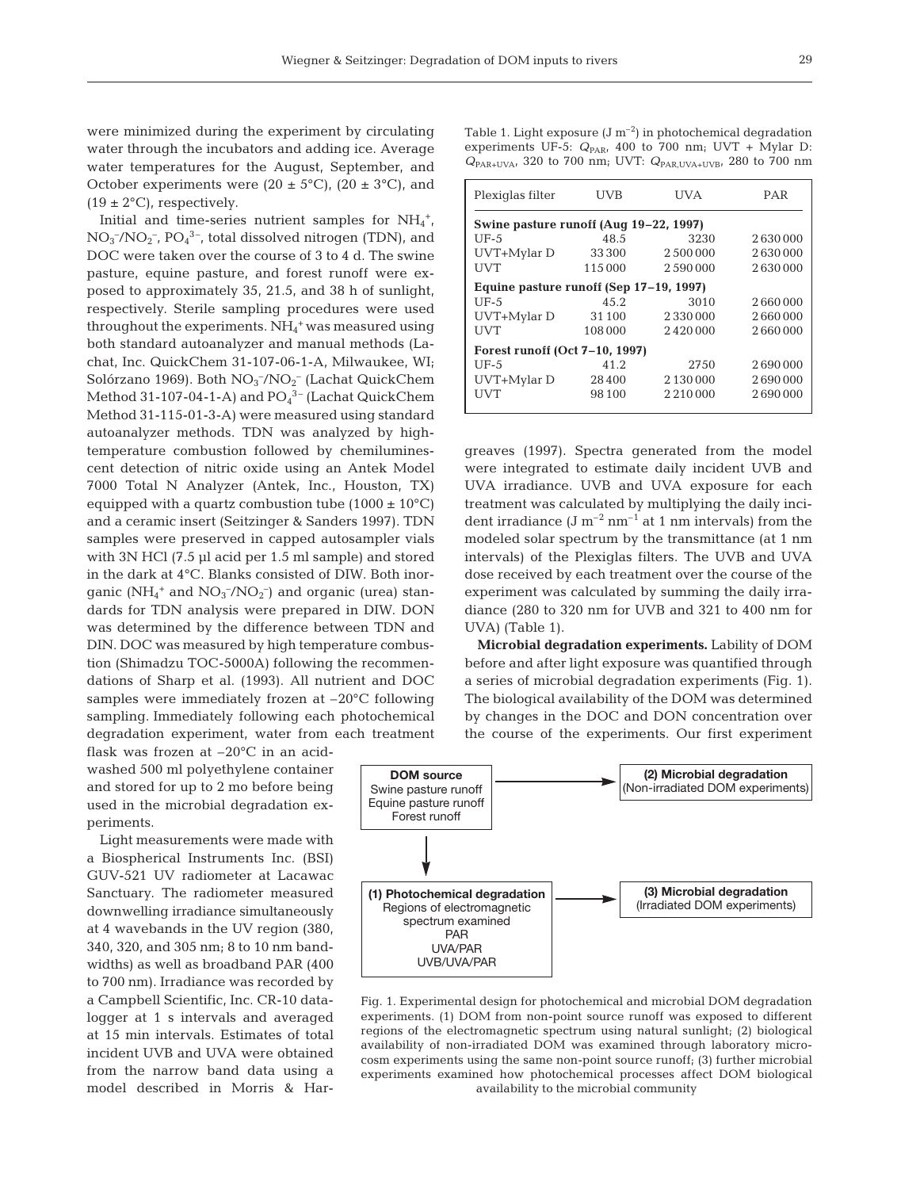were minimized during the experiment by circulating water through the incubators and adding ice. Average water temperatures for the August, September, and October experiments were ($20 \pm 5°C$), ($20 \pm 3°C$), and ($19 \pm 2°C$), respectively.

Initial and time-series nutrient samples for $NH_4^+$, $NO_3^-/NO_2^-$, $PO_4^{3-}$, total dissolved nitrogen (TDN), and DOC were taken over the course of 3 to 4 d. The swine pasture, equine pasture, and forest runoff were exposed to approximately 35, 21.5, and 38 h of sunlight, respectively. Sterile sampling procedures were used throughout the experiments. $NH_4^+$ was measured using both standard autoanalyzer and manual methods (Lachat, Inc. QuickChem 31-107-06-1-A, Milwaukee, WI; Solórzano 1969). Both $NO_3^-/NO_2^-$ (Lachat QuickChem Method 31-107-04-1-A) and $PO_4^{3-}$ (Lachat QuickChem Method 31-115-01-3-A) were measured using standard autoanalyzer methods. TDN was analyzed by high-temperature combustion followed by chemiluminescent detection of nitric oxide using an Antek Model 7000 Total N Analyzer (Antek, Inc., Houston, TX) equipped with a quartz combustion tube ($1000 \pm 10°C$) and a ceramic insert (Seitzinger & Sanders 1997). TDN samples were preserved in capped autosampler vials with 3N HCl (7.5 µl acid per 1.5 ml sample) and stored in the dark at 4°C. Blanks consisted of DIW. Both inorganic ($NH_4^+$ and $NO_3^-/NO_2^-$) and organic (urea) standards for TDN analysis were prepared in DIW. DON was determined by the difference between TDN and DIN. DOC was measured by high temperature combustion (Shimadzu TOC-5000A) following the recommendations of Sharp et al. (1993). All nutrient and DOC samples were immediately frozen at –20°C following sampling. Immediately following each photochemical degradation experiment, water from each treatment flask was frozen at –20°C in an acid-washed 500 ml polyethylene container and stored for up to 2 mo before being used in the microbial degradation experiments.

Light measurements were made with a Biospherical Instruments Inc. (BSI) GUV-521 UV radiometer at Lacawac Sanctuary. The radiometer measured downwelling irradiance simultaneously at 4 wavebands in the UV region (380, 340, 320, and 305 nm; 8 to 10 nm bandwidths) as well as broadband PAR (400 to 700 nm). Irradiance was recorded by a Campbell Scientific, Inc. CR-10 datalogger at 1 s intervals and averaged at 15 min intervals. Estimates of total incident UVB and UVA were obtained from the narrow band data using a model described in Morris & Hargreaves (1997). Spectra generated from the model were integrated to estimate daily incident UVB and UVA irradiance. UVB and UVA exposure for each treatment was calculated by multiplying the daily incident irradiance (J $m^{-2}$ $nm^{-1}$ at 1 nm intervals) from the modeled solar spectrum by the transmittance (at 1 nm intervals) of the Plexiglas filters. The UVB and UVA dose received by each treatment over the course of the experiment was calculated by summing the daily irradiance (280 to 320 nm for UVB and 321 to 400 nm for UVA) (Table 1).

Table 1. Light exposure (J $m^{-2}$) in photochemical degradation experiments UF-5: $Q_{PAR}$, 400 to 700 nm; UVT + Mylar D: $Q_{PAR+UVA}$, 320 to 700 nm; UVT: $Q_{PAR,UVA+UVB}$, 280 to 700 nm

| Plexiglas filter | UVB | UVA | PAR |
|---|---|---|---|
| **Swine pasture runoff (Aug 19–22, 1997)** | | | |
| UF-5 | 48.5 | 3230 | 2630000 |
| UVT+Mylar D | 33300 | 2500000 | 2630000 |
| UVT | 115000 | 2590000 | 2630000 |
| **Equine pasture runoff (Sep 17–19, 1997)** | | | |
| UF-5 | 45.2 | 3010 | 2660000 |
| UVT+Mylar D | 31100 | 2330000 | 2660000 |
| UVT | 108000 | 2420000 | 2660000 |
| **Forest runoff (Oct 7–10, 1997)** | | | |
| UF-5 | 41.2 | 2750 | 2690000 |
| UVT+Mylar D | 28400 | 2130000 | 2690000 |
| UVT | 98100 | 2210000 | 2690000 |

**Microbial degradation experiments.** Lability of DOM before and after light exposure was quantified through a series of microbial degradation experiments (Fig. 1). The biological availability of the DOM was determined by changes in the DOC and DON concentration over the course of the experiments. Our first experiment

**DOM source**: Swine pasture runoff; Equine pasture runoff; Forest runoff → **(2) Microbial degradation** (Non-irradiated DOM experiments)

**DOM source** ↓ **(1) Photochemical degradation**: Regions of electromagnetic spectrum examined: PAR; UVA/PAR; UVB/UVA/PAR → **(3) Microbial degradation** (Irradiated DOM experiments)

Fig. 1. Experimental design for photochemical and microbial DOM degradation experiments. (1) DOM from non-point source runoff was exposed to different regions of the electromagnetic spectrum using natural sunlight; (2) biological availability of non-irradiated DOM was examined through laboratory microcosm experiments using the same non-point source runoff; (3) further microbial experiments examined how photochemical processes affect DOM biological availability to the microbial community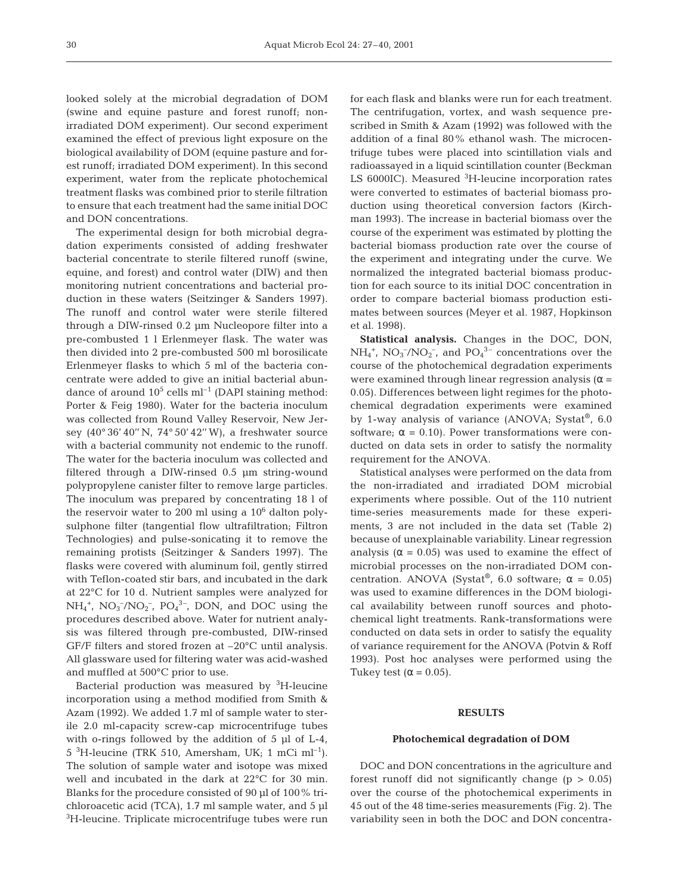looked solely at the microbial degradation of DOM (swine and equine pasture and forest runoff; non-irradiated DOM experiment). Our second experiment examined the effect of previous light exposure on the biological availability of DOM (equine pasture and forest runoff; irradiated DOM experiment). In this second experiment, water from the replicate photochemical treatment flasks was combined prior to sterile filtration to ensure that each treatment had the same initial DOC and DON concentrations.

The experimental design for both microbial degradation experiments consisted of adding freshwater bacterial concentrate to sterile filtered runoff (swine, equine, and forest) and control water (DIW) and then monitoring nutrient concentrations and bacterial production in these waters (Seitzinger & Sanders 1997). The runoff and control water were sterile filtered through a DIW-rinsed 0.2 µm Nucleopore filter into a pre-combusted 1 l Erlenmeyer flask. The water was then divided into 2 pre-combusted 500 ml borosilicate Erlenmeyer flasks to which 5 ml of the bacteria concentrate were added to give an initial bacterial abundance of around $10^5$ cells $ml^{-1}$ (DAPI staining method: Porter & Feig 1980). Water for the bacteria inoculum was collected from Round Valley Reservoir, New Jersey (40° 36' 40" N, 74° 50' 42" W), a freshwater source with a bacterial community not endemic to the runoff. The water for the bacteria inoculum was collected and filtered through a DIW-rinsed 0.5 µm string-wound polypropylene canister filter to remove large particles. The inoculum was prepared by concentrating 18 l of the reservoir water to 200 ml using a $10^6$ dalton polysulphone filter (tangential flow ultrafiltration; Filtron Technologies) and pulse-sonicating it to remove the remaining protists (Seitzinger & Sanders 1997). The flasks were covered with aluminum foil, gently stirred with Teflon-coated stir bars, and incubated in the dark at 22°C for 10 d. Nutrient samples were analyzed for $NH_4^+$, $NO_3^-/NO_2^-$, $PO_4^{3-}$, DON, and DOC using the procedures described above. Water for nutrient analysis was filtered through pre-combusted, DIW-rinsed GF/F filters and stored frozen at –20°C until analysis. All glassware used for filtering water was acid-washed and muffled at 500°C prior to use.

Bacterial production was measured by $^3$H-leucine incorporation using a method modified from Smith & Azam (1992). We added 1.7 ml of sample water to sterile 2.0 ml-capacity screw-cap microcentrifuge tubes with o-rings followed by the addition of 5 µl of L-4, 5 $^3$H-leucine (TRK 510, Amersham, UK; 1 mCi $ml^{-1}$). The solution of sample water and isotope was mixed well and incubated in the dark at 22°C for 30 min. Blanks for the procedure consisted of 90 µl of 100% trichloroacetic acid (TCA), 1.7 ml sample water, and 5 µl $^3$H-leucine. Triplicate microcentrifuge tubes were run for each flask and blanks were run for each treatment. The centrifugation, vortex, and wash sequence prescribed in Smith & Azam (1992) was followed with the addition of a final 80% ethanol wash. The microcentrifuge tubes were placed into scintillation vials and radioassayed in a liquid scintillation counter (Beckman LS 6000IC). Measured $^3$H-leucine incorporation rates were converted to estimates of bacterial biomass production using theoretical conversion factors (Kirchman 1993). The increase in bacterial biomass over the course of the experiment was estimated by plotting the bacterial biomass production rate over the course of the experiment and integrating under the curve. We normalized the integrated bacterial biomass production for each source to its initial DOC concentration in order to compare bacterial biomass production estimates between sources (Meyer et al. 1987, Hopkinson et al. 1998).

**Statistical analysis.** Changes in the DOC, DON, $NH_4^+$, $NO_3^-/NO_2^-$, and $PO_4^{3-}$ concentrations over the course of the photochemical degradation experiments were examined through linear regression analysis ($\alpha$ = 0.05). Differences between light regimes for the photochemical degradation experiments were examined by 1-way analysis of variance (ANOVA; Systat®, 6.0 software; $\alpha$ = 0.10). Power transformations were conducted on data sets in order to satisfy the normality requirement for the ANOVA.

Statistical analyses were performed on the data from the non-irradiated and irradiated DOM microbial experiments where possible. Out of the 110 nutrient time-series measurements made for these experiments, 3 are not included in the data set (Table 2) because of unexplainable variability. Linear regression analysis ($\alpha$ = 0.05) was used to examine the effect of microbial processes on the non-irradiated DOM concentration. ANOVA (Systat®, 6.0 software; $\alpha$ = 0.05) was used to examine differences in the DOM biological availability between runoff sources and photochemical light treatments. Rank-transformations were conducted on data sets in order to satisfy the equality of variance requirement for the ANOVA (Potvin & Roff 1993). Post hoc analyses were performed using the Tukey test ($\alpha$ = 0.05).

## RESULTS

### Photochemical degradation of DOM

DOC and DON concentrations in the agriculture and forest runoff did not significantly change ($p > 0.05$) over the course of the photochemical experiments in 45 out of the 48 time-series measurements (Fig. 2). The variability seen in both the DOC and DON concentra-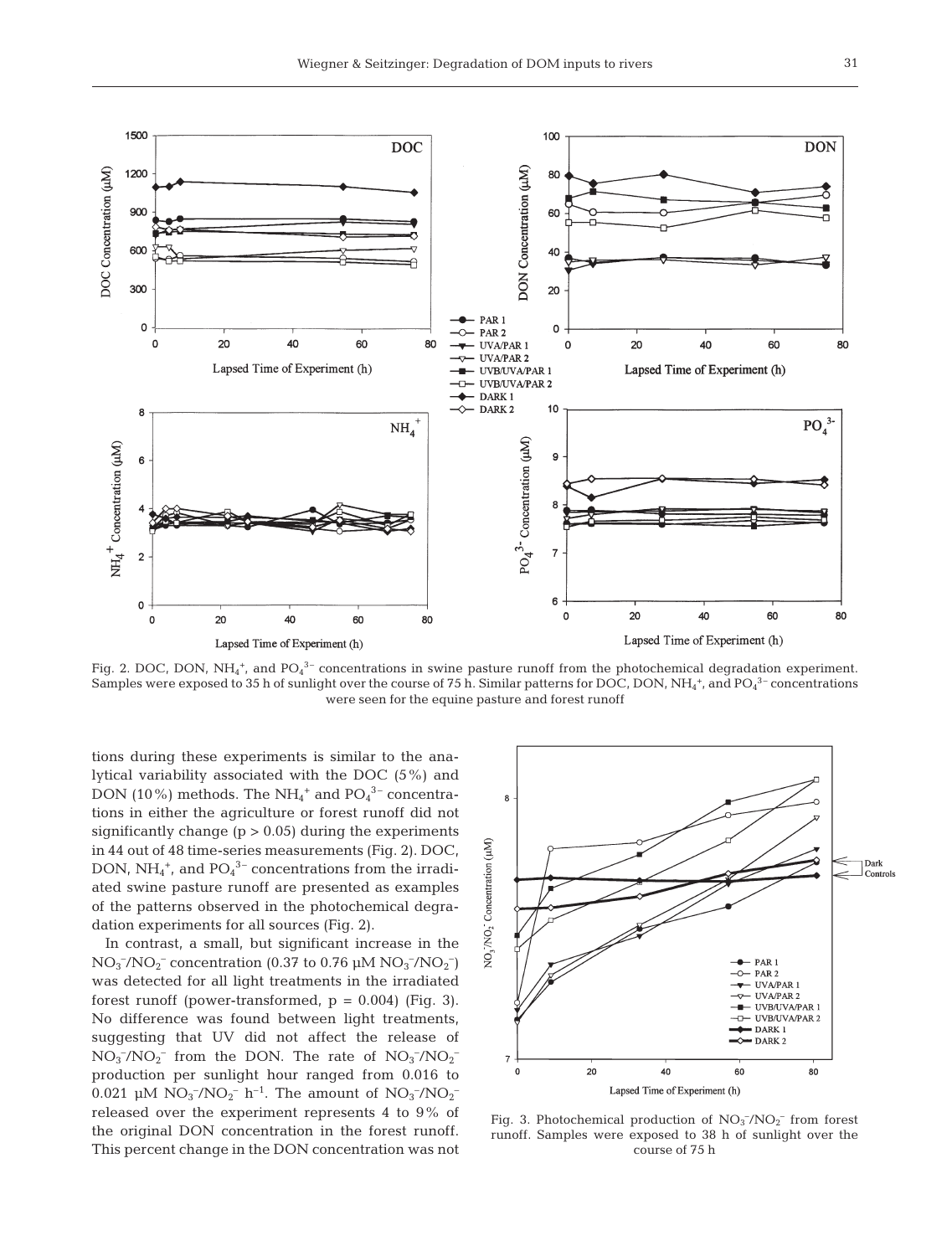Fig. 2. DOC, DON, $NH_4^+$, and $PO_4^{3-}$ concentrations in swine pasture runoff from the photochemical degradation experiment. Samples were exposed to 35 h of sunlight over the course of 75 h. Similar patterns for DOC, DON, $NH_4^+$, and $PO_4^{3-}$ concentrations were seen for the equine pasture and forest runoff

tions during these experiments is similar to the analytical variability associated with the DOC (5%) and DON (10%) methods. The $NH_4^+$ and $PO_4^{3-}$ concentrations in either the agriculture or forest runoff did not significantly change ($p > 0.05$) during the experiments in 44 out of 48 time-series measurements (Fig. 2). DOC, DON, $NH_4^+$, and $PO_4^{3-}$ concentrations from the irradiated swine pasture runoff are presented as examples of the patterns observed in the photochemical degradation experiments for all sources (Fig. 2).

In contrast, a small, but significant increase in the $NO_3^-/NO_2^-$ concentration (0.37 to 0.76 µM $NO_3^-/NO_2^-$) was detected for all light treatments in the irradiated forest runoff (power-transformed, $p = 0.004$) (Fig. 3). No difference was found between light treatments, suggesting that UV did not affect the release of $NO_3^-/NO_2^-$ from the DON. The rate of $NO_3^-/NO_2^-$ production per sunlight hour ranged from 0.016 to 0.021 µM $NO_3^-/NO_2^-$ $h^{-1}$. The amount of $NO_3^-/NO_2^-$ released over the experiment represents 4 to 9% of the original DON concentration in the forest runoff. This percent change in the DON concentration was not

Fig. 3. Photochemical production of $NO_3^-/NO_2^-$ from forest runoff. Samples were exposed to 38 h of sunlight over the course of 75 h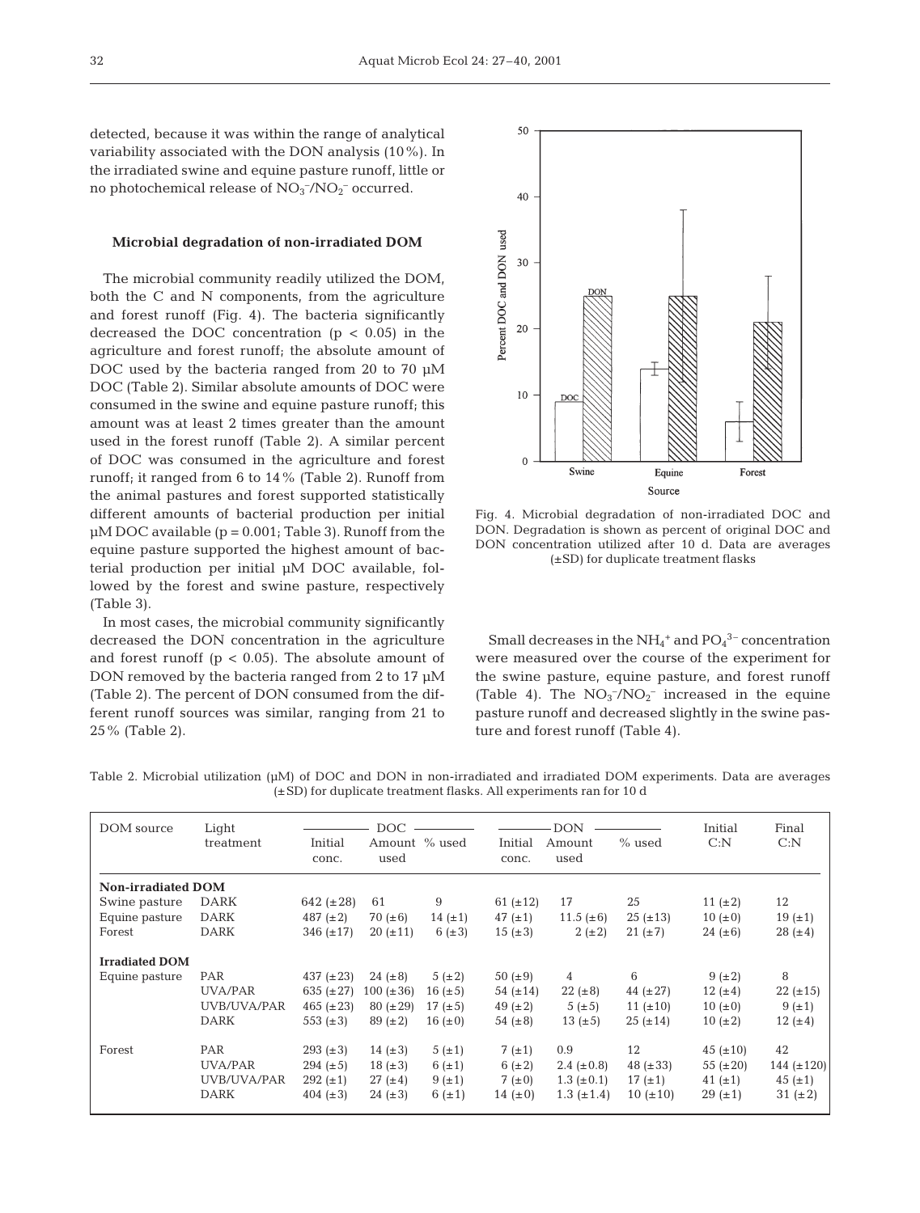detected, because it was within the range of analytical variability associated with the DON analysis (10%). In the irradiated swine and equine pasture runoff, little or no photochemical release of $NO_3^-/NO_2^-$ occurred.

### Microbial degradation of non-irradiated DOM

The microbial community readily utilized the DOM, both the C and N components, from the agriculture and forest runoff (Fig. 4). The bacteria significantly decreased the DOC concentration ($p < 0.05$) in the agriculture and forest runoff; the absolute amount of DOC used by the bacteria ranged from 20 to 70 µM DOC (Table 2). Similar absolute amounts of DOC were consumed in the swine and equine pasture runoff; this amount was at least 2 times greater than the amount used in the forest runoff (Table 2). A similar percent of DOC was consumed in the agriculture and forest runoff; it ranged from 6 to 14% (Table 2). Runoff from the animal pastures and forest supported statistically different amounts of bacterial production per initial µM DOC available ($p = 0.001$; Table 3). Runoff from the equine pasture supported the highest amount of bacterial production per initial µM DOC available, followed by the forest and swine pasture, respectively (Table 3).

In most cases, the microbial community significantly decreased the DON concentration in the agriculture and forest runoff ($p < 0.05$). The absolute amount of DON removed by the bacteria ranged from 2 to 17 µM (Table 2). The percent of DON consumed from the different runoff sources was similar, ranging from 21 to 25% (Table 2).

Fig. 4. Microbial degradation of non-irradiated DOC and DON. Degradation is shown as percent of original DOC and DON concentration utilized after 10 d. Data are averages (±SD) for duplicate treatment flasks

Small decreases in the $NH_4^+$ and $PO_4^{3-}$ concentration were measured over the course of the experiment for the swine pasture, equine pasture, and forest runoff (Table 4). The $NO_3^-/NO_2^-$ increased in the equine pasture runoff and decreased slightly in the swine pasture and forest runoff (Table 4).

Table 2. Microbial utilization (µM) of DOC and DON in non-irradiated and irradiated DOM experiments. Data are averages (±SD) for duplicate treatment flasks. All experiments ran for 10 d

| DOM source | Light treatment | DOC | | | DON | | | Initial C:N | Final C:N |
|---|---|---|---|---|---|---|---|---|---|
| | | Initial conc. | Amount used | % used | Initial conc. | Amount used | % used | | |
| **Non-irradiated DOM** | | | | | | | | | |
| Swine pasture | DARK | 642 (±28) | 61 | 9 | 61 (±12) | 17 | 25 | 11 (±2) | 12 |
| Equine pasture | DARK | 487 (±2) | 70 (±6) | 14 (±1) | 47 (±1) | 11.5 (±6) | 25 (±13) | 10 (±0) | 19 (±1) |
| Forest | DARK | 346 (±17) | 20 (±11) | 6 (±3) | 15 (±3) | 2 (±2) | 21 (±7) | 24 (±6) | 28 (±4) |
| **Irradiated DOM** | | | | | | | | | |
| Equine pasture | PAR | 437 (±23) | 24 (±8) | 5 (±2) | 50 (±9) | 4 | 6 | 9 (±2) | 8 |
| | UVA/PAR | 635 (±27) | 100 (±36) | 16 (±5) | 54 (±14) | 22 (±8) | 44 (±27) | 12 (±4) | 22 (±15) |
| | UVB/UVA/PAR | 465 (±23) | 80 (±29) | 17 (±5) | 49 (±2) | 5 (±5) | 11 (±10) | 10 (±0) | 9 (±1) |
| | DARK | 553 (±3) | 89 (±2) | 16 (±0) | 54 (±8) | 13 (±5) | 25 (±14) | 10 (±2) | 12 (±4) |
| Forest | PAR | 293 (±3) | 14 (±3) | 5 (±1) | 7 (±1) | 0.9 | 12 | 45 (±10) | 42 |
| | UVA/PAR | 294 (±5) | 18 (±3) | 6 (±1) | 6 (±2) | 2.4 (±0.8) | 48 (±33) | 55 (±20) | 144 (±120) |
| | UVB/UVA/PAR | 292 (±1) | 27 (±4) | 9 (±1) | 7 (±0) | 1.3 (±0.1) | 17 (±1) | 41 (±1) | 45 (±1) |
| | DARK | 404 (±3) | 24 (±3) | 6 (±1) | 14 (±0) | 1.3 (±1.4) | 10 (±10) | 29 (±1) | 31 (±2) |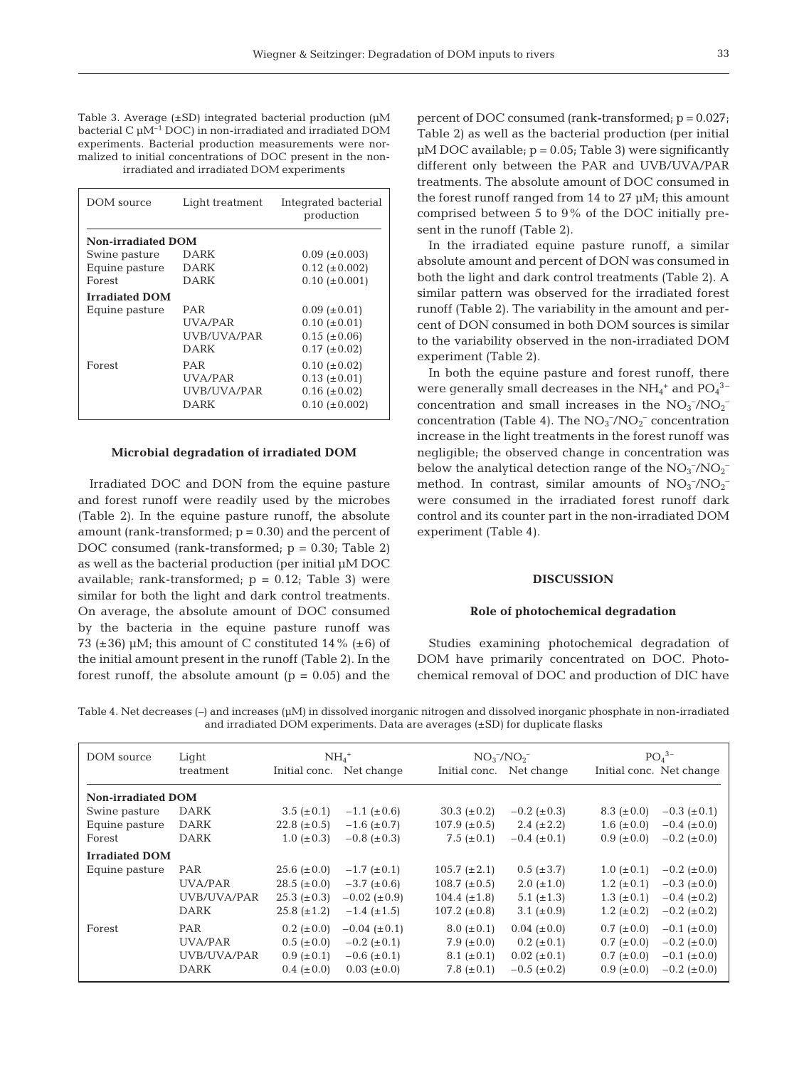Table 3. Average (±SD) integrated bacterial production (µM bacterial C $\mu M^{-1}$ DOC) in non-irradiated and irradiated DOM experiments. Bacterial production measurements were normalized to initial concentrations of DOC present in the non-irradiated and irradiated DOM experiments

| DOM source | Light treatment | Integrated bacterial production |
|---|---|---|
| **Non-irradiated DOM** | | |
| Swine pasture | DARK | 0.09 (±0.003) |
| Equine pasture | DARK | 0.12 (±0.002) |
| Forest | DARK | 0.10 (±0.001) |
| **Irradiated DOM** | | |
| Equine pasture | PAR | 0.09 (±0.01) |
| | UVA/PAR | 0.10 (±0.01) |
| | UVB/UVA/PAR | 0.15 (±0.06) |
| | DARK | 0.17 (±0.02) |
| Forest | PAR | 0.10 (±0.02) |
| | UVA/PAR | 0.13 (±0.01) |
| | UVB/UVA/PAR | 0.16 (±0.02) |
| | DARK | 0.10 (±0.002) |

### Microbial degradation of irradiated DOM

Irradiated DOC and DON from the equine pasture and forest runoff were readily used by the microbes (Table 2). In the equine pasture runoff, the absolute amount (rank-transformed; $p = 0.30$) and the percent of DOC consumed (rank-transformed; $p = 0.30$; Table 2) as well as the bacterial production (per initial µM DOC available; rank-transformed; $p = 0.12$; Table 3) were similar for both the light and dark control treatments. On average, the absolute amount of DOC consumed by the bacteria in the equine pasture runoff was 73 (±36) µM; this amount of C constituted 14% (±6) of the initial amount present in the runoff (Table 2). In the forest runoff, the absolute amount ($p = 0.05$) and the percent of DOC consumed (rank-transformed; $p = 0.027$; Table 2) as well as the bacterial production (per initial µM DOC available; $p = 0.05$; Table 3) were significantly different only between the PAR and UVB/UVA/PAR treatments. The absolute amount of DOC consumed in the forest runoff ranged from 14 to 27 µM; this amount comprised between 5 to 9% of the DOC initially present in the runoff (Table 2).

In the irradiated equine pasture runoff, a similar absolute amount and percent of DON was consumed in both the light and dark control treatments (Table 2). A similar pattern was observed for the irradiated forest runoff (Table 2). The variability in the amount and percent of DON consumed in both DOM sources is similar to the variability observed in the non-irradiated DOM experiment (Table 2).

In both the equine pasture and forest runoff, there were generally small decreases in the $NH_4^+$ and $PO_4^{3-}$ concentration and small increases in the $NO_3^-/NO_2^-$ concentration (Table 4). The $NO_3^-/NO_2^-$ concentration increase in the light treatments in the forest runoff was negligible; the observed change in concentration was below the analytical detection range of the $NO_3^-/NO_2^-$ method. In contrast, similar amounts of $NO_3^-/NO_2^-$ were consumed in the irradiated forest runoff dark control and its counter part in the non-irradiated DOM experiment (Table 4).

## DISCUSSION

### Role of photochemical degradation

Studies examining photochemical degradation of DOM have primarily concentrated on DOC. Photochemical removal of DOC and production of DIC have

Table 4. Net decreases (–) and increases (µM) in dissolved inorganic nitrogen and dissolved inorganic phosphate in non-irradiated and irradiated DOM experiments. Data are averages (±SD) for duplicate flasks

| DOM source | Light treatment | $NH_4^+$ | | $NO_3^-/NO_2^-$ | | $PO_4^{3-}$ | |
|---|---|---|---|---|---|---|---|
| | | Initial conc. | Net change | Initial conc. | Net change | Initial conc. | Net change |
| **Non-irradiated DOM** | | | | | | | |
| Swine pasture | DARK | 3.5 (±0.1) | −1.1 (±0.6) | 30.3 (±0.2) | −0.2 (±0.3) | 8.3 (±0.0) | −0.3 (±0.1) |
| Equine pasture | DARK | 22.8 (±0.5) | −1.6 (±0.7) | 107.9 (±0.5) | 2.4 (±2.2) | 1.6 (±0.0) | −0.4 (±0.0) |
| Forest | DARK | 1.0 (±0.3) | −0.8 (±0.3) | 7.5 (±0.1) | −0.4 (±0.1) | 0.9 (±0.0) | −0.2 (±0.0) |
| **Irradiated DOM** | | | | | | | |
| Equine pasture | PAR | 25.6 (±0.0) | −1.7 (±0.1) | 105.7 (±2.1) | 0.5 (±3.7) | 1.0 (±0.1) | −0.2 (±0.0) |
| | UVA/PAR | 28.5 (±0.0) | −3.7 (±0.6) | 108.7 (±0.5) | 2.0 (±1.0) | 1.2 (±0.1) | −0.3 (±0.0) |
| | UVB/UVA/PAR | 25.3 (±0.3) | −0.02 (±0.9) | 104.4 (±1.8) | 5.1 (±1.3) | 1.3 (±0.1) | −0.4 (±0.2) |
| | DARK | 25.8 (±1.2) | −1.4 (±1.5) | 107.2 (±0.8) | 3.1 (±0.9) | 1.2 (±0.2) | −0.2 (±0.2) |
| Forest | PAR | 0.2 (±0.0) | −0.04 (±0.1) | 8.0 (±0.1) | 0.04 (±0.0) | 0.7 (±0.0) | −0.1 (±0.0) |
| | UVA/PAR | 0.5 (±0.0) | −0.2 (±0.1) | 7.9 (±0.0) | 0.2 (±0.1) | 0.7 (±0.0) | −0.2 (±0.0) |
| | UVB/UVA/PAR | 0.9 (±0.1) | −0.6 (±0.1) | 8.1 (±0.1) | 0.02 (±0.1) | 0.7 (±0.0) | −0.1 (±0.0) |
| | DARK | 0.4 (±0.0) | 0.03 (±0.0) | 7.8 (±0.1) | −0.5 (±0.2) | 0.9 (±0.0) | −0.2 (±0.0) |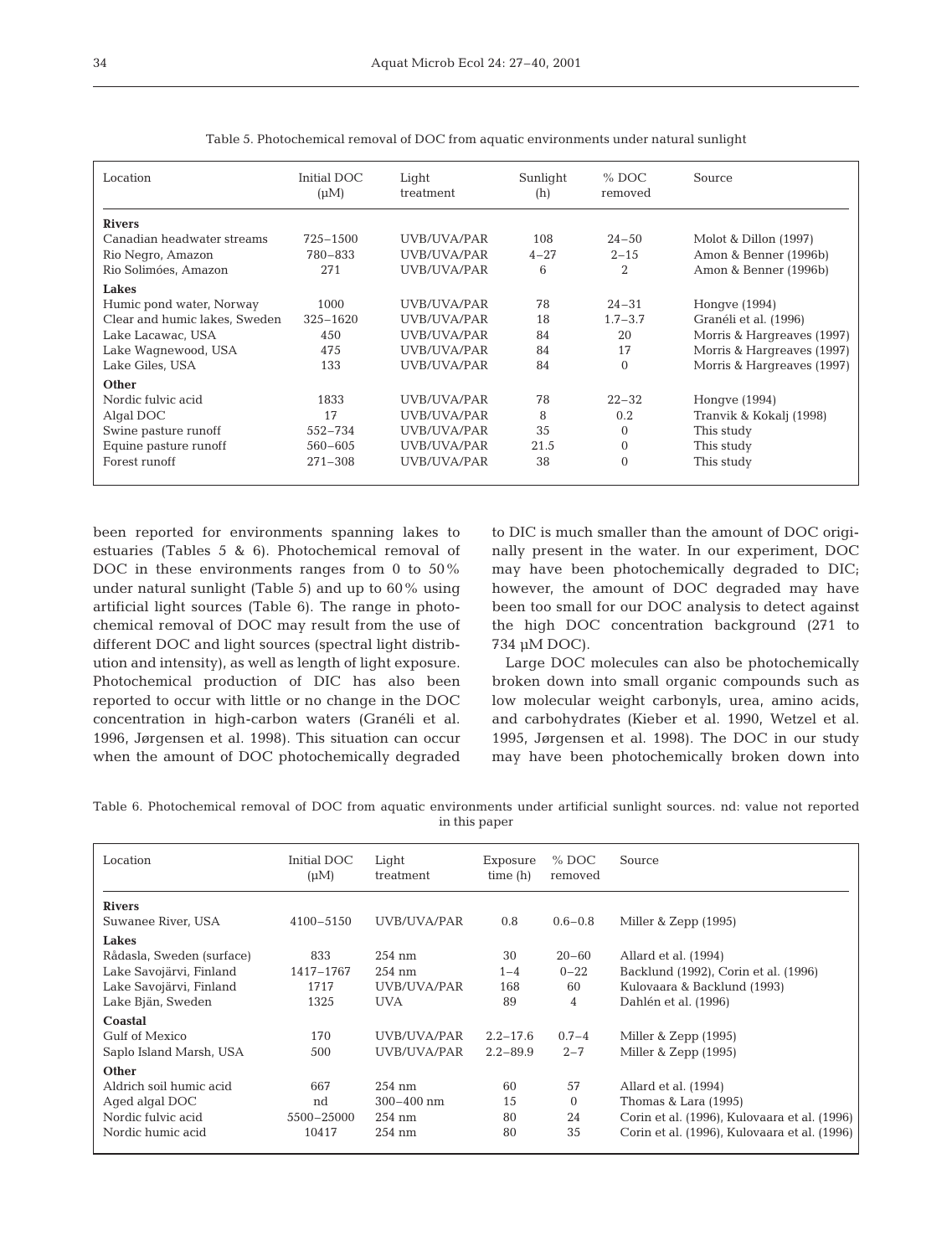Table 5. Photochemical removal of DOC from aquatic environments under natural sunlight

| Location | Initial DOC (µM) | Light treatment | Sunlight (h) | % DOC removed | Source |
|---|---|---|---|---|---|
| **Rivers** | | | | | |
| Canadian headwater streams | 725–1500 | UVB/UVA/PAR | 108 | 24–50 | Molot & Dillon (1997) |
| Rio Negro, Amazon | 780–833 | UVB/UVA/PAR | 4–27 | 2–15 | Amon & Benner (1996b) |
| Rio Solimóes, Amazon | 271 | UVB/UVA/PAR | 6 | 2 | Amon & Benner (1996b) |
| **Lakes** | | | | | |
| Humic pond water, Norway | 1000 | UVB/UVA/PAR | 78 | 24–31 | Hongve (1994) |
| Clear and humic lakes, Sweden | 325–1620 | UVB/UVA/PAR | 18 | 1.7–3.7 | Granéli et al. (1996) |
| Lake Lacawac, USA | 450 | UVB/UVA/PAR | 84 | 20 | Morris & Hargreaves (1997) |
| Lake Wagnewood, USA | 475 | UVB/UVA/PAR | 84 | 17 | Morris & Hargreaves (1997) |
| Lake Giles, USA | 133 | UVB/UVA/PAR | 84 | 0 | Morris & Hargreaves (1997) |
| **Other** | | | | | |
| Nordic fulvic acid | 1833 | UVB/UVA/PAR | 78 | 22–32 | Hongve (1994) |
| Algal DOC | 17 | UVB/UVA/PAR | 8 | 0.2 | Tranvik & Kokalj (1998) |
| Swine pasture runoff | 552–734 | UVB/UVA/PAR | 35 | 0 | This study |
| Equine pasture runoff | 560–605 | UVB/UVA/PAR | 21.5 | 0 | This study |
| Forest runoff | 271–308 | UVB/UVA/PAR | 38 | 0 | This study |

been reported for environments spanning lakes to estuaries (Tables 5 & 6). Photochemical removal of DOC in these environments ranges from 0 to 50% under natural sunlight (Table 5) and up to 60% using artificial light sources (Table 6). The range in photochemical removal of DOC may result from the use of different DOC and light sources (spectral light distribution and intensity), as well as length of light exposure. Photochemical production of DIC has also been reported to occur with little or no change in the DOC concentration in high-carbon waters (Granéli et al. 1996, Jørgensen et al. 1998). This situation can occur when the amount of DOC photochemically degraded to DIC is much smaller than the amount of DOC originally present in the water. In our experiment, DOC may have been photochemically degraded to DIC; however, the amount of DOC degraded may have been too small for our DOC analysis to detect against the high DOC concentration background (271 to 734 µM DOC).

Large DOC molecules can also be photochemically broken down into small organic compounds such as low molecular weight carbonyls, urea, amino acids, and carbohydrates (Kieber et al. 1990, Wetzel et al. 1995, Jørgensen et al. 1998). The DOC in our study may have been photochemically broken down into

Table 6. Photochemical removal of DOC from aquatic environments under artificial sunlight sources. nd: value not reported in this paper

| Location | Initial DOC (µM) | Light treatment | Exposure time (h) | % DOC removed | Source |
|---|---|---|---|---|---|
| **Rivers** | | | | | |
| Suwanee River, USA | 4100–5150 | UVB/UVA/PAR | 0.8 | 0.6–0.8 | Miller & Zepp (1995) |
| **Lakes** | | | | | |
| Rådasla, Sweden (surface) | 833 | 254 nm | 30 | 20–60 | Allard et al. (1994) |
| Lake Savojärvi, Finland | 1417–1767 | 254 nm | 1–4 | 0–22 | Backlund (1992), Corin et al. (1996) |
| Lake Savojärvi, Finland | 1717 | UVB/UVA/PAR | 168 | 60 | Kulovaara & Backlund (1993) |
| Lake Bjän, Sweden | 1325 | UVA | 89 | 4 | Dahlén et al. (1996) |
| **Coastal** | | | | | |
| Gulf of Mexico | 170 | UVB/UVA/PAR | 2.2–17.6 | 0.7–4 | Miller & Zepp (1995) |
| Saplo Island Marsh, USA | 500 | UVB/UVA/PAR | 2.2–89.9 | 2–7 | Miller & Zepp (1995) |
| **Other** | | | | | |
| Aldrich soil humic acid | 667 | 254 nm | 60 | 57 | Allard et al. (1994) |
| Aged algal DOC | nd | 300–400 nm | 15 | 0 | Thomas & Lara (1995) |
| Nordic fulvic acid | 5500–25000 | 254 nm | 80 | 24 | Corin et al. (1996), Kulovaara et al. (1996) |
| Nordic humic acid | 10417 | 254 nm | 80 | 35 | Corin et al. (1996), Kulovaara et al. (1996) |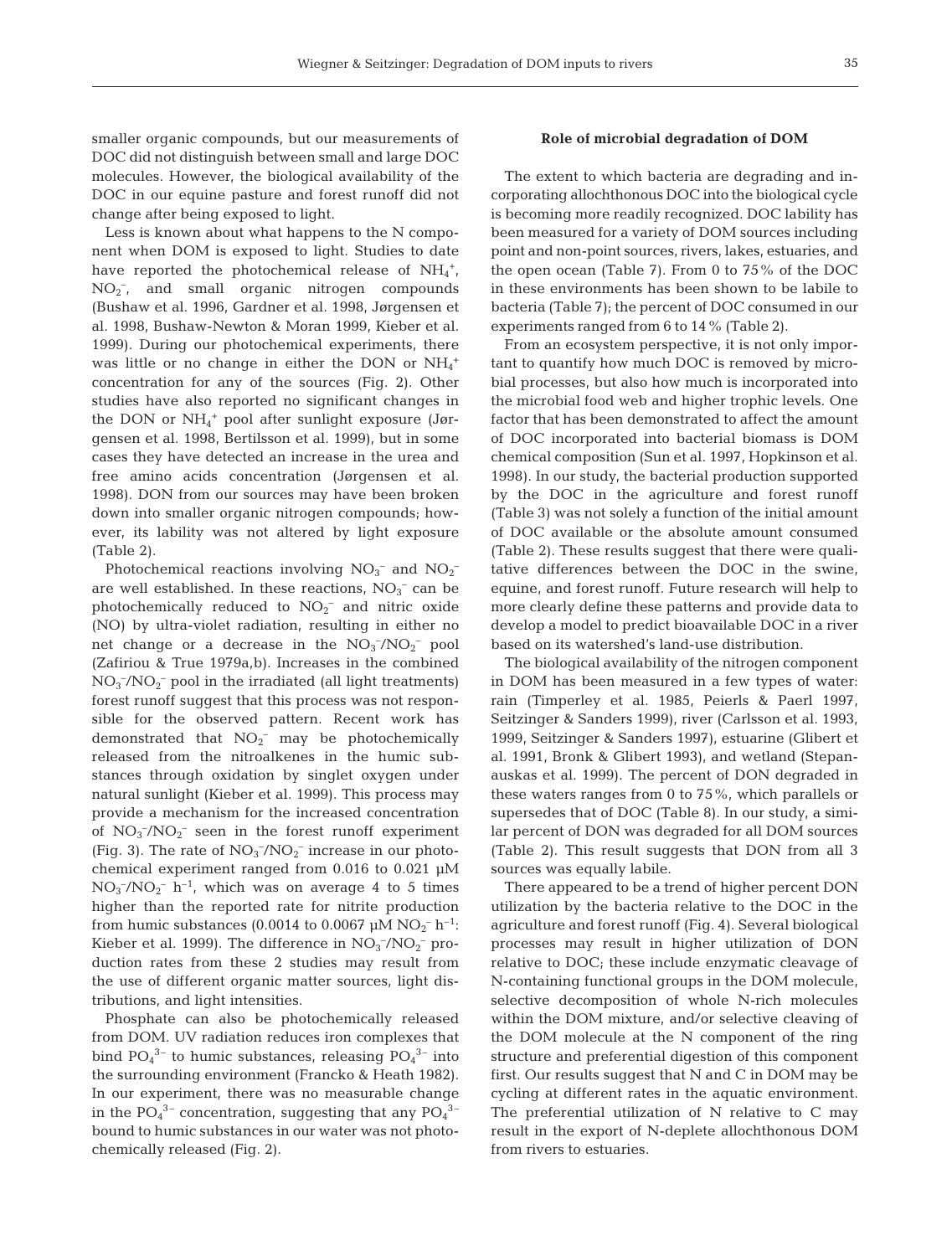smaller organic compounds, but our measurements of DOC did not distinguish between small and large DOC molecules. However, the biological availability of the DOC in our equine pasture and forest runoff did not change after being exposed to light.

Less is known about what happens to the N component when DOM is exposed to light. Studies to date have reported the photochemical release of $NH_4^+$, $NO_2^-$, and small organic nitrogen compounds (Bushaw et al. 1996, Gardner et al. 1998, Jørgensen et al. 1998, Bushaw-Newton & Moran 1999, Kieber et al. 1999). During our photochemical experiments, there was little or no change in either the DON or $NH_4^+$ concentration for any of the sources (Fig. 2). Other studies have also reported no significant changes in the DON or $NH_4^+$ pool after sunlight exposure (Jørgensen et al. 1998, Bertilsson et al. 1999), but in some cases they have detected an increase in the urea and free amino acids concentration (Jørgensen et al. 1998). DON from our sources may have been broken down into smaller organic nitrogen compounds; however, its lability was not altered by light exposure (Table 2).

Photochemical reactions involving $NO_3^-$ and $NO_2^-$ are well established. In these reactions, $NO_3^-$ can be photochemically reduced to $NO_2^-$ and nitric oxide (NO) by ultra-violet radiation, resulting in either no net change or a decrease in the $NO_3^-/NO_2^-$ pool (Zafiriou & True 1979a,b). Increases in the combined $NO_3^-/NO_2^-$ pool in the irradiated (all light treatments) forest runoff suggest that this process was not responsible for the observed pattern. Recent work has demonstrated that $NO_2^-$ may be photochemically released from the nitroalkenes in the humic substances through oxidation by singlet oxygen under natural sunlight (Kieber et al. 1999). This process may provide a mechanism for the increased concentration of $NO_3^-/NO_2^-$ seen in the forest runoff experiment (Fig. 3). The rate of $NO_3^-/NO_2^-$ increase in our photochemical experiment ranged from 0.016 to 0.021 µM $NO_3^-/NO_2^-$ $h^{-1}$, which was on average 4 to 5 times higher than the reported rate for nitrite production from humic substances (0.0014 to 0.0067 µM $NO_2^-$ $h^{-1}$: Kieber et al. 1999). The difference in $NO_3^-/NO_2^-$ production rates from these 2 studies may result from the use of different organic matter sources, light distributions, and light intensities.

Phosphate can also be photochemically released from DOM. UV radiation reduces iron complexes that bind $PO_4^{3-}$ to humic substances, releasing $PO_4^{3-}$ into the surrounding environment (Francko & Heath 1982). In our experiment, there was no measurable change in the $PO_4^{3-}$ concentration, suggesting that any $PO_4^{3-}$ bound to humic substances in our water was not photochemically released (Fig. 2).

**Role of microbial degradation of DOM**

The extent to which bacteria are degrading and incorporating allochthonous DOC into the biological cycle is becoming more readily recognized. DOC lability has been measured for a variety of DOM sources including point and non-point sources, rivers, lakes, estuaries, and the open ocean (Table 7). From 0 to 75% of the DOC in these environments has been shown to be labile to bacteria (Table 7); the percent of DOC consumed in our experiments ranged from 6 to 14% (Table 2).

From an ecosystem perspective, it is not only important to quantify how much DOC is removed by microbial processes, but also how much is incorporated into the microbial food web and higher trophic levels. One factor that has been demonstrated to affect the amount of DOC incorporated into bacterial biomass is DOM chemical composition (Sun et al. 1997, Hopkinson et al. 1998). In our study, the bacterial production supported by the DOC in the agriculture and forest runoff (Table 3) was not solely a function of the initial amount of DOC available or the absolute amount consumed (Table 2). These results suggest that there were qualitative differences between the DOC in the swine, equine, and forest runoff. Future research will help to more clearly define these patterns and provide data to develop a model to predict bioavailable DOC in a river based on its watershed's land-use distribution.

The biological availability of the nitrogen component in DOM has been measured in a few types of water: rain (Timperley et al. 1985, Peierls & Paerl 1997, Seitzinger & Sanders 1999), river (Carlsson et al. 1993, 1999, Seitzinger & Sanders 1997), estuarine (Glibert et al. 1991, Bronk & Glibert 1993), and wetland (Stepanauskas et al. 1999). The percent of DON degraded in these waters ranges from 0 to 75%, which parallels or supersedes that of DOC (Table 8). In our study, a similar percent of DON was degraded for all DOM sources (Table 2). This result suggests that DON from all 3 sources was equally labile.

There appeared to be a trend of higher percent DON utilization by the bacteria relative to the DOC in the agriculture and forest runoff (Fig. 4). Several biological processes may result in higher utilization of DON relative to DOC; these include enzymatic cleavage of N-containing functional groups in the DOM molecule, selective decomposition of whole N-rich molecules within the DOM mixture, and/or selective cleaving of the DOM molecule at the N component of the ring structure and preferential digestion of this component first. Our results suggest that N and C in DOM may be cycling at different rates in the aquatic environment. The preferential utilization of N relative to C may result in the export of N-deplete allochthonous DOM from rivers to estuaries.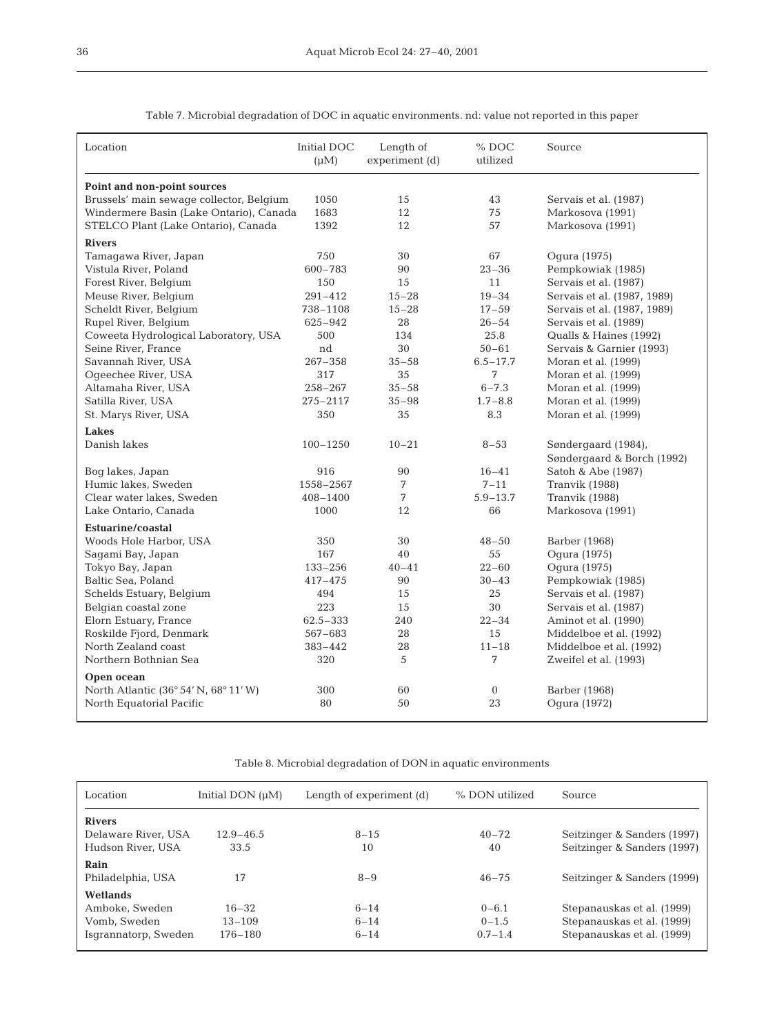Table 7. Microbial degradation of DOC in aquatic environments. nd: value not reported in this paper

| Location | Initial DOC (μM) | Length of experiment (d) | % DOC utilized | Source |
|---|---|---|---|---|
| **Point and non-point sources** | | | | |
| Brussels' main sewage collector, Belgium | 1050 | 15 | 43 | Servais et al. (1987) |
| Windermere Basin (Lake Ontario), Canada | 1683 | 12 | 75 | Markosova (1991) |
| STELCO Plant (Lake Ontario), Canada | 1392 | 12 | 57 | Markosova (1991) |
| **Rivers** | | | | |
| Tamagawa River, Japan | 750 | 30 | 67 | Ogura (1975) |
| Vistula River, Poland | 600–783 | 90 | 23–36 | Pempkowiak (1985) |
| Forest River, Belgium | 150 | 15 | 11 | Servais et al. (1987) |
| Meuse River, Belgium | 291–412 | 15–28 | 19–34 | Servais et al. (1987, 1989) |
| Scheldt River, Belgium | 738–1108 | 15–28 | 17–59 | Servais et al. (1987, 1989) |
| Rupel River, Belgium | 625–942 | 28 | 26–54 | Servais et al. (1989) |
| Coweeta Hydrological Laboratory, USA | 500 | 134 | 25.8 | Qualls & Haines (1992) |
| Seine River, France | nd | 30 | 50–61 | Servais & Garnier (1993) |
| Savannah River, USA | 267–358 | 35–58 | 6.5–17.7 | Moran et al. (1999) |
| Ogeechee River, USA | 317 | 35 | 7 | Moran et al. (1999) |
| Altamaha River, USA | 258–267 | 35–58 | 6–7.3 | Moran et al. (1999) |
| Satilla River, USA | 275–2117 | 35–98 | 1.7–8.8 | Moran et al. (1999) |
| St. Marys River, USA | 350 | 35 | 8.3 | Moran et al. (1999) |
| **Lakes** | | | | |
| Danish lakes | 100–1250 | 10–21 | 8–53 | Søndergaard (1984), Søndergaard & Borch (1992) |
| Bog lakes, Japan | 916 | 90 | 16–41 | Satoh & Abe (1987) |
| Humic lakes, Sweden | 1558–2567 | 7 | 7–11 | Tranvik (1988) |
| Clear water lakes, Sweden | 408–1400 | 7 | 5.9–13.7 | Tranvik (1988) |
| Lake Ontario, Canada | 1000 | 12 | 66 | Markosova (1991) |
| **Estuarine/coastal** | | | | |
| Woods Hole Harbor, USA | 350 | 30 | 48–50 | Barber (1968) |
| Sagami Bay, Japan | 167 | 40 | 55 | Ogura (1975) |
| Tokyo Bay, Japan | 133–256 | 40–41 | 22–60 | Ogura (1975) |
| Baltic Sea, Poland | 417–475 | 90 | 30–43 | Pempkowiak (1985) |
| Schelds Estuary, Belgium | 494 | 15 | 25 | Servais et al. (1987) |
| Belgian coastal zone | 223 | 15 | 30 | Servais et al. (1987) |
| Elorn Estuary, France | 62.5–333 | 240 | 22–34 | Aminot et al. (1990) |
| Roskilde Fjord, Denmark | 567–683 | 28 | 15 | Middelboe et al. (1992) |
| North Zealand coast | 383–442 | 28 | 11–18 | Middelboe et al. (1992) |
| Northern Bothnian Sea | 320 | 5 | 7 | Zweifel et al. (1993) |
| **Open ocean** | | | | |
| North Atlantic (36° 54′ N, 68° 11′ W) | 300 | 60 | 0 | Barber (1968) |
| North Equatorial Pacific | 80 | 50 | 23 | Ogura (1972) |

Table 8. Microbial degradation of DON in aquatic environments

| Location | Initial DON (μM) | Length of experiment (d) | % DON utilized | Source |
|---|---|---|---|---|
| **Rivers** | | | | |
| Delaware River, USA | 12.9–46.5 | 8–15 | 40–72 | Seitzinger & Sanders (1997) |
| Hudson River, USA | 33.5 | 10 | 40 | Seitzinger & Sanders (1997) |
| **Rain** | | | | |
| Philadelphia, USA | 17 | 8–9 | 46–75 | Seitzinger & Sanders (1999) |
| **Wetlands** | | | | |
| Amboke, Sweden | 16–32 | 6–14 | 0–6.1 | Stepanauskas et al. (1999) |
| Vomb, Sweden | 13–109 | 6–14 | 0–1.5 | Stepanauskas et al. (1999) |
| Isgrannatorp, Sweden | 176–180 | 6–14 | 0.7–1.4 | Stepanauskas et al. (1999) |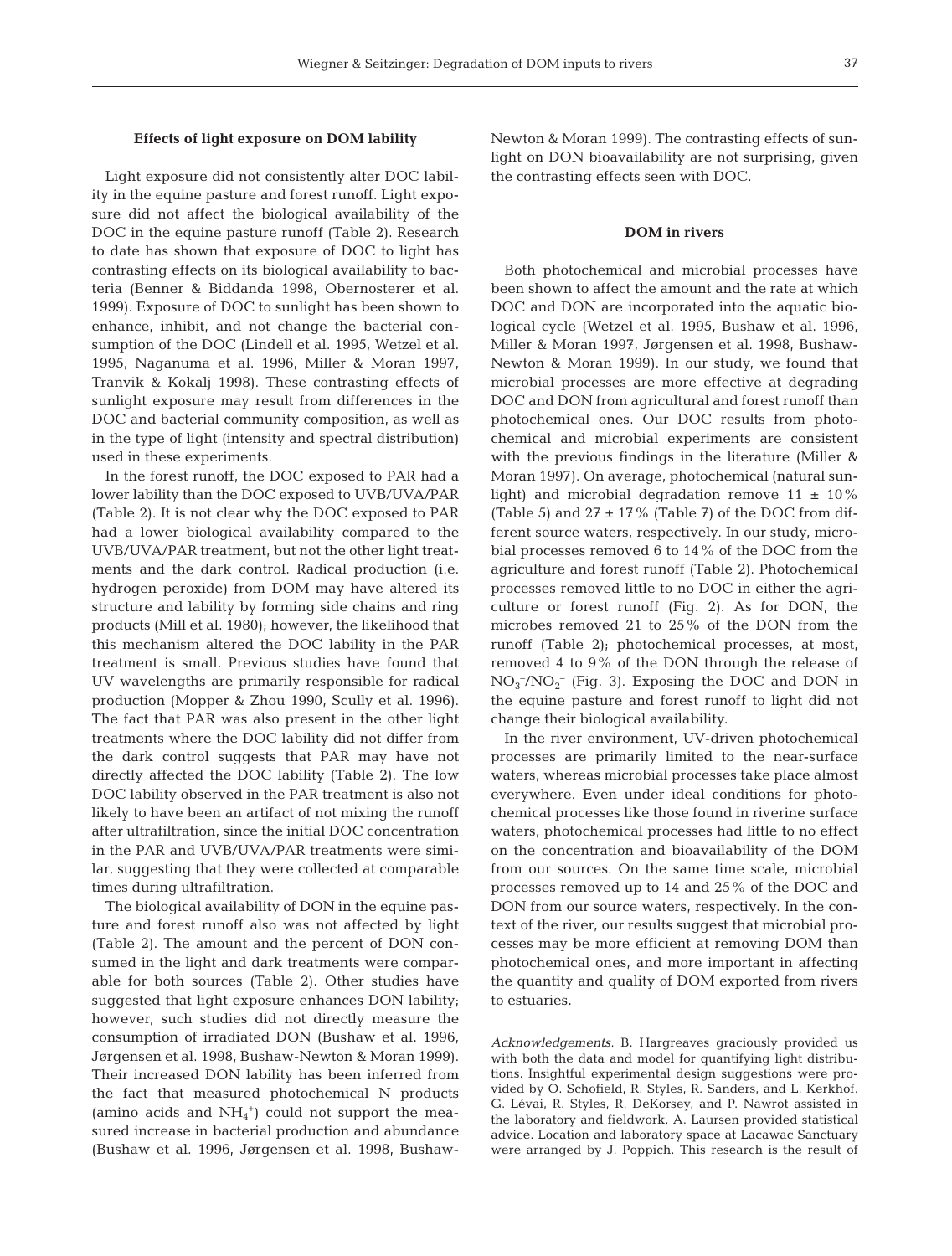### Effects of light exposure on DOM lability

Light exposure did not consistently alter DOC lability in the equine pasture and forest runoff. Light exposure did not affect the biological availability of the DOC in the equine pasture runoff (Table 2). Research to date has shown that exposure of DOC to light has contrasting effects on its biological availability to bacteria (Benner & Biddanda 1998, Obernosterer et al. 1999). Exposure of DOC to sunlight has been shown to enhance, inhibit, and not change the bacterial consumption of the DOC (Lindell et al. 1995, Wetzel et al. 1995, Naganuma et al. 1996, Miller & Moran 1997, Tranvik & Kokalj 1998). These contrasting effects of sunlight exposure may result from differences in the DOC and bacterial community composition, as well as in the type of light (intensity and spectral distribution) used in these experiments.

In the forest runoff, the DOC exposed to PAR had a lower lability than the DOC exposed to UVB/UVA/PAR (Table 2). It is not clear why the DOC exposed to PAR had a lower biological availability compared to the UVB/UVA/PAR treatment, but not the other light treatments and the dark control. Radical production (i.e. hydrogen peroxide) from DOM may have altered its structure and lability by forming side chains and ring products (Mill et al. 1980); however, the likelihood that this mechanism altered the DOC lability in the PAR treatment is small. Previous studies have found that UV wavelengths are primarily responsible for radical production (Mopper & Zhou 1990, Scully et al. 1996). The fact that PAR was also present in the other light treatments where the DOC lability did not differ from the dark control suggests that PAR may have not directly affected the DOC lability (Table 2). The low DOC lability observed in the PAR treatment is also not likely to have been an artifact of not mixing the runoff after ultrafiltration, since the initial DOC concentration in the PAR and UVB/UVA/PAR treatments were similar, suggesting that they were collected at comparable times during ultrafiltration.

The biological availability of DON in the equine pasture and forest runoff also was not affected by light (Table 2). The amount and the percent of DON consumed in the light and dark treatments were comparable for both sources (Table 2). Other studies have suggested that light exposure enhances DON lability; however, such studies did not directly measure the consumption of irradiated DON (Bushaw et al. 1996, Jørgensen et al. 1998, Bushaw-Newton & Moran 1999). Their increased DON lability has been inferred from the fact that measured photochemical N products (amino acids and $NH_4^+$) could not support the measured increase in bacterial production and abundance (Bushaw et al. 1996, Jørgensen et al. 1998, Bushaw-Newton & Moran 1999). The contrasting effects of sunlight on DON bioavailability are not surprising, given the contrasting effects seen with DOC.

### DOM in rivers

Both photochemical and microbial processes have been shown to affect the amount and the rate at which DOC and DON are incorporated into the aquatic biological cycle (Wetzel et al. 1995, Bushaw et al. 1996, Miller & Moran 1997, Jørgensen et al. 1998, Bushaw-Newton & Moran 1999). In our study, we found that microbial processes are more effective at degrading DOC and DON from agricultural and forest runoff than photochemical ones. Our DOC results from photochemical and microbial experiments are consistent with the previous findings in the literature (Miller & Moran 1997). On average, photochemical (natural sunlight) and microbial degradation remove $11 \pm 10\%$ (Table 5) and $27 \pm 17\%$ (Table 7) of the DOC from different source waters, respectively. In our study, microbial processes removed 6 to 14% of the DOC from the agriculture and forest runoff (Table 2). Photochemical processes removed little to no DOC in either the agriculture or forest runoff (Fig. 2). As for DON, the microbes removed 21 to 25% of the DON from the runoff (Table 2); photochemical processes, at most, removed 4 to 9% of the DON through the release of $NO_3^-/NO_2^-$ (Fig. 3). Exposing the DOC and DON in the equine pasture and forest runoff to light did not change their biological availability.

In the river environment, UV-driven photochemical processes are primarily limited to the near-surface waters, whereas microbial processes take place almost everywhere. Even under ideal conditions for photochemical processes like those found in riverine surface waters, photochemical processes had little to no effect on the concentration and bioavailability of the DOM from our sources. On the same time scale, microbial processes removed up to 14 and 25% of the DOC and DON from our source waters, respectively. In the context of the river, our results suggest that microbial processes may be more efficient at removing DOM than photochemical ones, and more important in affecting the quantity and quality of DOM exported from rivers to estuaries.

*Acknowledgements.* B. Hargreaves graciously provided us with both the data and model for quantifying light distributions. Insightful experimental design suggestions were provided by O. Schofield, R. Styles, R. Sanders, and L. Kerkhof. G. Lévai, R. Styles, R. DeKorsey, and P. Nawrot assisted in the laboratory and fieldwork. A. Laursen provided statistical advice. Location and laboratory space at Lacawac Sanctuary were arranged by J. Poppich. This research is the result of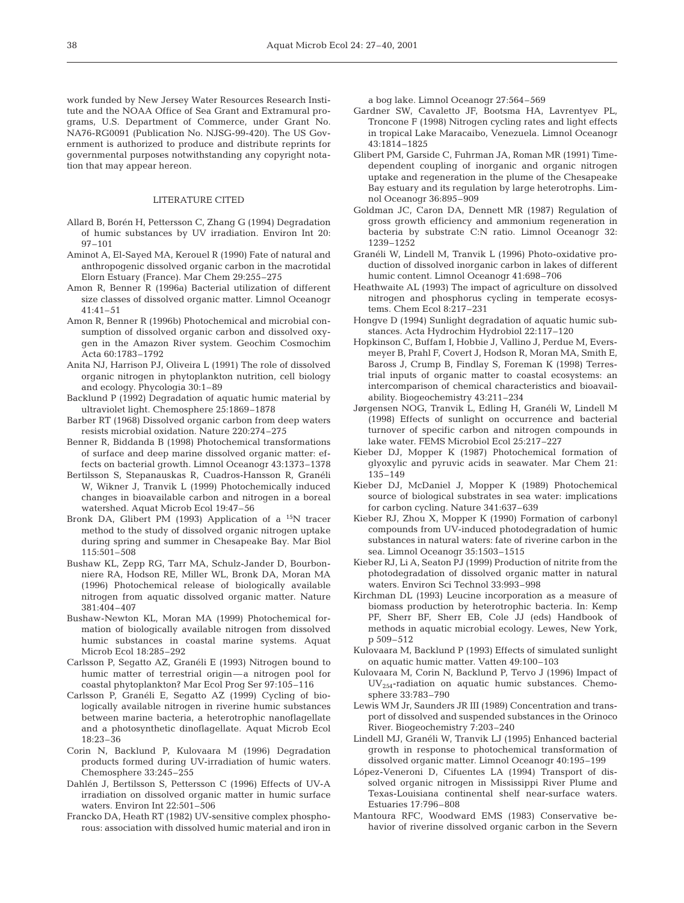work funded by New Jersey Water Resources Research Institute and the NOAA Office of Sea Grant and Extramural programs, U.S. Department of Commerce, under Grant No. NA76-RG0091 (Publication No. NJSG-99-420). The US Government is authorized to produce and distribute reprints for governmental purposes notwithstanding any copyright notation that may appear hereon.

## LITERATURE CITED

Allard B, Borén H, Pettersson C, Zhang G (1994) Degradation of humic substances by UV irradiation. Environ Int 20: 97–101

Aminot A, El-Sayed MA, Kerouel R (1990) Fate of natural and anthropogenic dissolved organic carbon in the macrotidal Elorn Estuary (France). Mar Chem 29:255–275

Amon R, Benner R (1996a) Bacterial utilization of different size classes of dissolved organic matter. Limnol Oceanogr 41:41–51

Amon R, Benner R (1996b) Photochemical and microbial consumption of dissolved organic carbon and dissolved oxygen in the Amazon River system. Geochim Cosmochim Acta 60:1783–1792

Anita NJ, Harrison PJ, Oliveira L (1991) The role of dissolved organic nitrogen in phytoplankton nutrition, cell biology and ecology. Phycologia 30:1–89

Backlund P (1992) Degradation of aquatic humic material by ultraviolet light. Chemosphere 25:1869–1878

Barber RT (1968) Dissolved organic carbon from deep waters resists microbial oxidation. Nature 220:274–275

Benner R, Biddanda B (1998) Photochemical transformations of surface and deep marine dissolved organic matter: effects on bacterial growth. Limnol Oceanogr 43:1373–1378

Bertilsson S, Stepanauskas R, Cuadros-Hansson R, Granéli W, Wikner J, Tranvik L (1999) Photochemically induced changes in bioavailable carbon and nitrogen in a boreal watershed. Aquat Microb Ecol 19:47–56

Bronk DA, Glibert PM (1993) Application of a $^{15}$N tracer method to the study of dissolved organic nitrogen uptake during spring and summer in Chesapeake Bay. Mar Biol 115:501–508

Bushaw KL, Zepp RG, Tarr MA, Schulz-Jander D, Bourbonniere RA, Hodson RE, Miller WL, Bronk DA, Moran MA (1996) Photochemical release of biologically available nitrogen from aquatic dissolved organic matter. Nature 381:404–407

Bushaw-Newton KL, Moran MA (1999) Photochemical formation of biologically available nitrogen from dissolved humic substances in coastal marine systems. Aquat Microb Ecol 18:285–292

Carlsson P, Segatto AZ, Granéli E (1993) Nitrogen bound to humic matter of terrestrial origin—a nitrogen pool for coastal phytoplankton? Mar Ecol Prog Ser 97:105–116

Carlsson P, Granéli E, Segatto AZ (1999) Cycling of biologically available nitrogen in riverine humic substances between marine bacteria, a heterotrophic nanoflagellate and a photosynthetic dinoflagellate. Aquat Microb Ecol 18:23–36

Corin N, Backlund P, Kulovaara M (1996) Degradation products formed during UV-irradiation of humic waters. Chemosphere 33:245–255

Dahlén J, Bertilsson S, Pettersson C (1996) Effects of UV-A irradiation on dissolved organic matter in humic surface waters. Environ Int 22:501–506

Francko DA, Heath RT (1982) UV-sensitive complex phosphorous: association with dissolved humic material and iron in a bog lake. Limnol Oceanogr 27:564–569

Gardner SW, Cavaletto JF, Bootsma HA, Lavrentyev PL, Troncone F (1998) Nitrogen cycling rates and light effects in tropical Lake Maracaibo, Venezuela. Limnol Oceanogr 43:1814–1825

Glibert PM, Garside C, Fuhrman JA, Roman MR (1991) Time-dependent coupling of inorganic and organic nitrogen uptake and regeneration in the plume of the Chesapeake Bay estuary and its regulation by large heterotrophs. Limnol Oceanogr 36:895–909

Goldman JC, Caron DA, Dennett MR (1987) Regulation of gross growth efficiency and ammonium regeneration in bacteria by substrate C:N ratio. Limnol Oceanogr 32: 1239–1252

Granéli W, Lindell M, Tranvik L (1996) Photo-oxidative production of dissolved inorganic carbon in lakes of different humic content. Limnol Oceanogr 41:698–706

Heathwaite AL (1993) The impact of agriculture on dissolved nitrogen and phosphorus cycling in temperate ecosystems. Chem Ecol 8:217–231

Hongve D (1994) Sunlight degradation of aquatic humic substances. Acta Hydrochim Hydrobiol 22:117–120

Hopkinson C, Buffam I, Hobbie J, Vallino J, Perdue M, Eversmeyer B, Prahl F, Covert J, Hodson R, Moran MA, Smith E, Baross J, Crump B, Findlay S, Foreman K (1998) Terrestrial inputs of organic matter to coastal ecosystems: an intercomparison of chemical characteristics and bioavailability. Biogeochemistry 43:211–234

Jørgensen NOG, Tranvik L, Edling H, Granéli W, Lindell M (1998) Effects of sunlight on occurrence and bacterial turnover of specific carbon and nitrogen compounds in lake water. FEMS Microbiol Ecol 25:217–227

Kieber DJ, Mopper K (1987) Photochemical formation of glyoxylic and pyruvic acids in seawater. Mar Chem 21: 135–149

Kieber DJ, McDaniel J, Mopper K (1989) Photochemical source of biological substrates in sea water: implications for carbon cycling. Nature 341:637–639

Kieber RJ, Zhou X, Mopper K (1990) Formation of carbonyl compounds from UV-induced photodegradation of humic substances in natural waters: fate of riverine carbon in the sea. Limnol Oceanogr 35:1503–1515

Kieber RJ, Li A, Seaton PJ (1999) Production of nitrite from the photodegradation of dissolved organic matter in natural waters. Environ Sci Technol 33:993–998

Kirchman DL (1993) Leucine incorporation as a measure of biomass production by heterotrophic bacteria. In: Kemp PF, Sherr BF, Sherr EB, Cole JJ (eds) Handbook of methods in aquatic microbial ecology. Lewes, New York, p 509–512

Kulovaara M, Backlund P (1993) Effects of simulated sunlight on aquatic humic matter. Vatten 49:100–103

Kulovaara M, Corin N, Backlund P, Tervo J (1996) Impact of $UV_{254}$-radiation on aquatic humic substances. Chemosphere 33:783–790

Lewis WM Jr, Saunders JR III (1989) Concentration and transport of dissolved and suspended substances in the Orinoco River. Biogeochemistry 7:203–240

Lindell MJ, Granéli W, Tranvik LJ (1995) Enhanced bacterial growth in response to photochemical transformation of dissolved organic matter. Limnol Oceanogr 40:195–199

López-Veneroni D, Cifuentes LA (1994) Transport of dissolved organic nitrogen in Mississippi River Plume and Texas-Louisiana continental shelf near-surface waters. Estuaries 17:796–808

Mantoura RFC, Woodward EMS (1983) Conservative behavior of riverine dissolved organic carbon in the Severn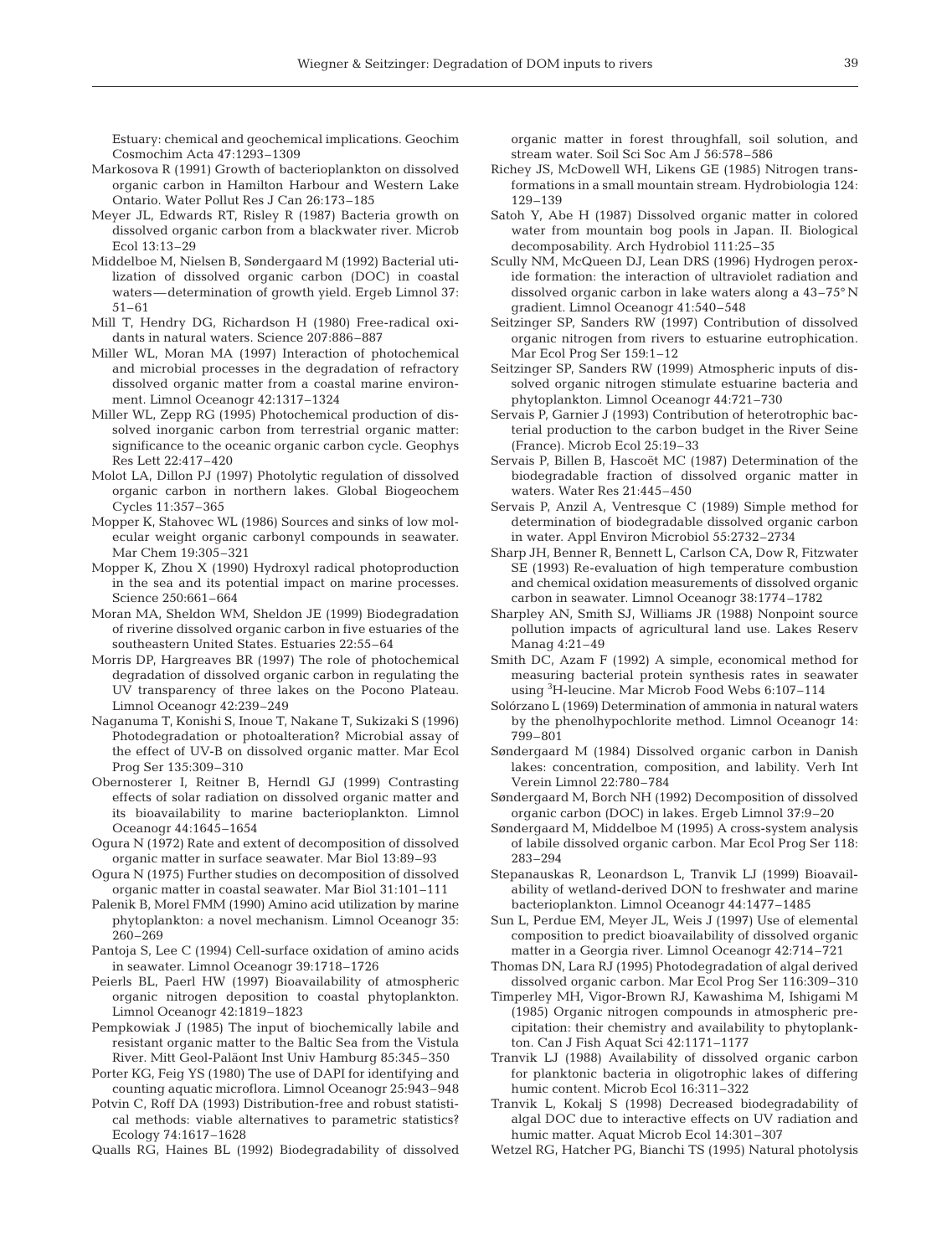Estuary: chemical and geochemical implications. Geochim Cosmochim Acta 47:1293–1309

Markosova R (1991) Growth of bacterioplankton on dissolved organic carbon in Hamilton Harbour and Western Lake Ontario. Water Pollut Res J Can 26:173–185

Meyer JL, Edwards RT, Risley R (1987) Bacteria growth on dissolved organic carbon from a blackwater river. Microb Ecol 13:13–29

Middelboe M, Nielsen B, Søndergaard M (1992) Bacterial utilization of dissolved organic carbon (DOC) in coastal waters—determination of growth yield. Ergeb Limnol 37: 51–61

Mill T, Hendry DG, Richardson H (1980) Free-radical oxidants in natural waters. Science 207:886–887

Miller WL, Moran MA (1997) Interaction of photochemical and microbial processes in the degradation of refractory dissolved organic matter from a coastal marine environment. Limnol Oceanogr 42:1317–1324

Miller WL, Zepp RG (1995) Photochemical production of dissolved inorganic carbon from terrestrial organic matter: significance to the oceanic organic carbon cycle. Geophys Res Lett 22:417–420

Molot LA, Dillon PJ (1997) Photolytic regulation of dissolved organic carbon in northern lakes. Global Biogeochem Cycles 11:357–365

Mopper K, Stahovec WL (1986) Sources and sinks of low molecular weight organic carbonyl compounds in seawater. Mar Chem 19:305–321

Mopper K, Zhou X (1990) Hydroxyl radical photoproduction in the sea and its potential impact on marine processes. Science 250:661–664

Moran MA, Sheldon WM, Sheldon JE (1999) Biodegradation of riverine dissolved organic carbon in five estuaries of the southeastern United States. Estuaries 22:55–64

Morris DP, Hargreaves BR (1997) The role of photochemical degradation of dissolved organic carbon in regulating the UV transparency of three lakes on the Pocono Plateau. Limnol Oceanogr 42:239–249

Naganuma T, Konishi S, Inoue T, Nakane T, Sukizaki S (1996) Photodegradation or photoalteration? Microbial assay of the effect of UV-B on dissolved organic matter. Mar Ecol Prog Ser 135:309–310

Obernosterer I, Reitner B, Herndl GJ (1999) Contrasting effects of solar radiation on dissolved organic matter and its bioavailability to marine bacterioplankton. Limnol Oceanogr 44:1645–1654

Ogura N (1972) Rate and extent of decomposition of dissolved organic matter in surface seawater. Mar Biol 13:89–93

Ogura N (1975) Further studies on decomposition of dissolved organic matter in coastal seawater. Mar Biol 31:101–111

Palenik B, Morel FMM (1990) Amino acid utilization by marine phytoplankton: a novel mechanism. Limnol Oceanogr 35: 260–269

Pantoja S, Lee C (1994) Cell-surface oxidation of amino acids in seawater. Limnol Oceanogr 39:1718–1726

Peierls BL, Paerl HW (1997) Bioavailability of atmospheric organic nitrogen deposition to coastal phytoplankton. Limnol Oceanogr 42:1819–1823

Pempkowiak J (1985) The input of biochemically labile and resistant organic matter to the Baltic Sea from the Vistula River. Mitt Geol-Paläont Inst Univ Hamburg 85:345–350

Porter KG, Feig YS (1980) The use of DAPI for identifying and counting aquatic microflora. Limnol Oceanogr 25:943–948

Potvin C, Roff DA (1993) Distribution-free and robust statistical methods: viable alternatives to parametric statistics? Ecology 74:1617–1628

Qualls RG, Haines BL (1992) Biodegradability of dissolved organic matter in forest throughfall, soil solution, and stream water. Soil Sci Soc Am J 56:578–586

Richey JS, McDowell WH, Likens GE (1985) Nitrogen transformations in a small mountain stream. Hydrobiologia 124: 129–139

Satoh Y, Abe H (1987) Dissolved organic matter in colored water from mountain bog pools in Japan. II. Biological decomposability. Arch Hydrobiol 111:25–35

Scully NM, McQueen DJ, Lean DRS (1996) Hydrogen peroxide formation: the interaction of ultraviolet radiation and dissolved organic carbon in lake waters along a 43–75° N gradient. Limnol Oceanogr 41:540–548

Seitzinger SP, Sanders RW (1997) Contribution of dissolved organic nitrogen from rivers to estuarine eutrophication. Mar Ecol Prog Ser 159:1–12

Seitzinger SP, Sanders RW (1999) Atmospheric inputs of dissolved organic nitrogen stimulate estuarine bacteria and phytoplankton. Limnol Oceanogr 44:721–730

Servais P, Garnier J (1993) Contribution of heterotrophic bacterial production to the carbon budget in the River Seine (France). Microb Ecol 25:19–33

Servais P, Billen B, Hascoët MC (1987) Determination of the biodegradable fraction of dissolved organic matter in waters. Water Res 21:445–450

Servais P, Anzil A, Ventresque C (1989) Simple method for determination of biodegradable dissolved organic carbon in water. Appl Environ Microbiol 55:2732–2734

Sharp JH, Benner R, Bennett L, Carlson CA, Dow R, Fitzwater SE (1993) Re-evaluation of high temperature combustion and chemical oxidation measurements of dissolved organic carbon in seawater. Limnol Oceanogr 38:1774–1782

Sharpley AN, Smith SJ, Williams JR (1988) Nonpoint source pollution impacts of agricultural land use. Lakes Reserv Manag 4:21–49

Smith DC, Azam F (1992) A simple, economical method for measuring bacterial protein synthesis rates in seawater using $^{3}$H-leucine. Mar Microb Food Webs 6:107–114

Solórzano L (1969) Determination of ammonia in natural waters by the phenolhypochlorite method. Limnol Oceanogr 14: 799–801

Søndergaard M (1984) Dissolved organic carbon in Danish lakes: concentration, composition, and lability. Verh Int Verein Limnol 22:780–784

Søndergaard M, Borch NH (1992) Decomposition of dissolved organic carbon (DOC) in lakes. Ergeb Limnol 37:9–20

Søndergaard M, Middelboe M (1995) A cross-system analysis of labile dissolved organic carbon. Mar Ecol Prog Ser 118: 283–294

Stepanauskas R, Leonardson L, Tranvik LJ (1999) Bioavailability of wetland-derived DON to freshwater and marine bacterioplankton. Limnol Oceanogr 44:1477–1485

Sun L, Perdue EM, Meyer JL, Weis J (1997) Use of elemental composition to predict bioavailability of dissolved organic matter in a Georgia river. Limnol Oceanogr 42:714–721

Thomas DN, Lara RJ (1995) Photodegradation of algal derived dissolved organic carbon. Mar Ecol Prog Ser 116:309–310

Timperley MH, Vigor-Brown RJ, Kawashima M, Ishigami M (1985) Organic nitrogen compounds in atmospheric precipitation: their chemistry and availability to phytoplankton. Can J Fish Aquat Sci 42:1171–1177

Tranvik LJ (1988) Availability of dissolved organic carbon for planktonic bacteria in oligotrophic lakes of differing humic content. Microb Ecol 16:311–322

Tranvik L, Kokalj S (1998) Decreased biodegradability of algal DOC due to interactive effects on UV radiation and humic matter. Aquat Microb Ecol 14:301–307

Wetzel RG, Hatcher PG, Bianchi TS (1995) Natural photolysis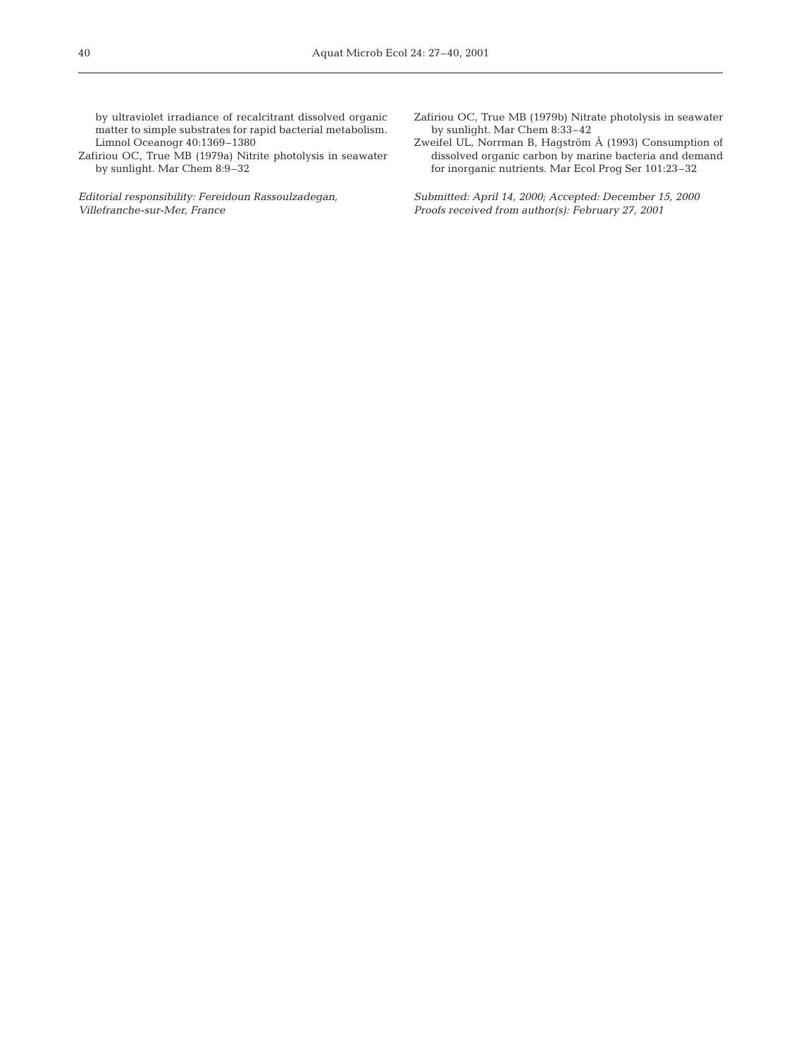by ultraviolet irradiance of recalcitrant dissolved organic matter to simple substrates for rapid bacterial metabolism. Limnol Oceanogr 40:1369–1380

Zafiriou OC, True MB (1979a) Nitrite photolysis in seawater by sunlight. Mar Chem 8:9–32

Zafiriou OC, True MB (1979b) Nitrate photolysis in seawater by sunlight. Mar Chem 8:33–42

Zweifel UL, Norrman B, Hagström Å (1993) Consumption of dissolved organic carbon by marine bacteria and demand for inorganic nutrients. Mar Ecol Prog Ser 101:23–32

*Editorial responsibility: Fereidoun Rassoulzadegan, Villefranche-sur-Mer, France*

*Submitted: April 14, 2000; Accepted: December 15, 2000*
*Proofs received from author(s): February 27, 2001*